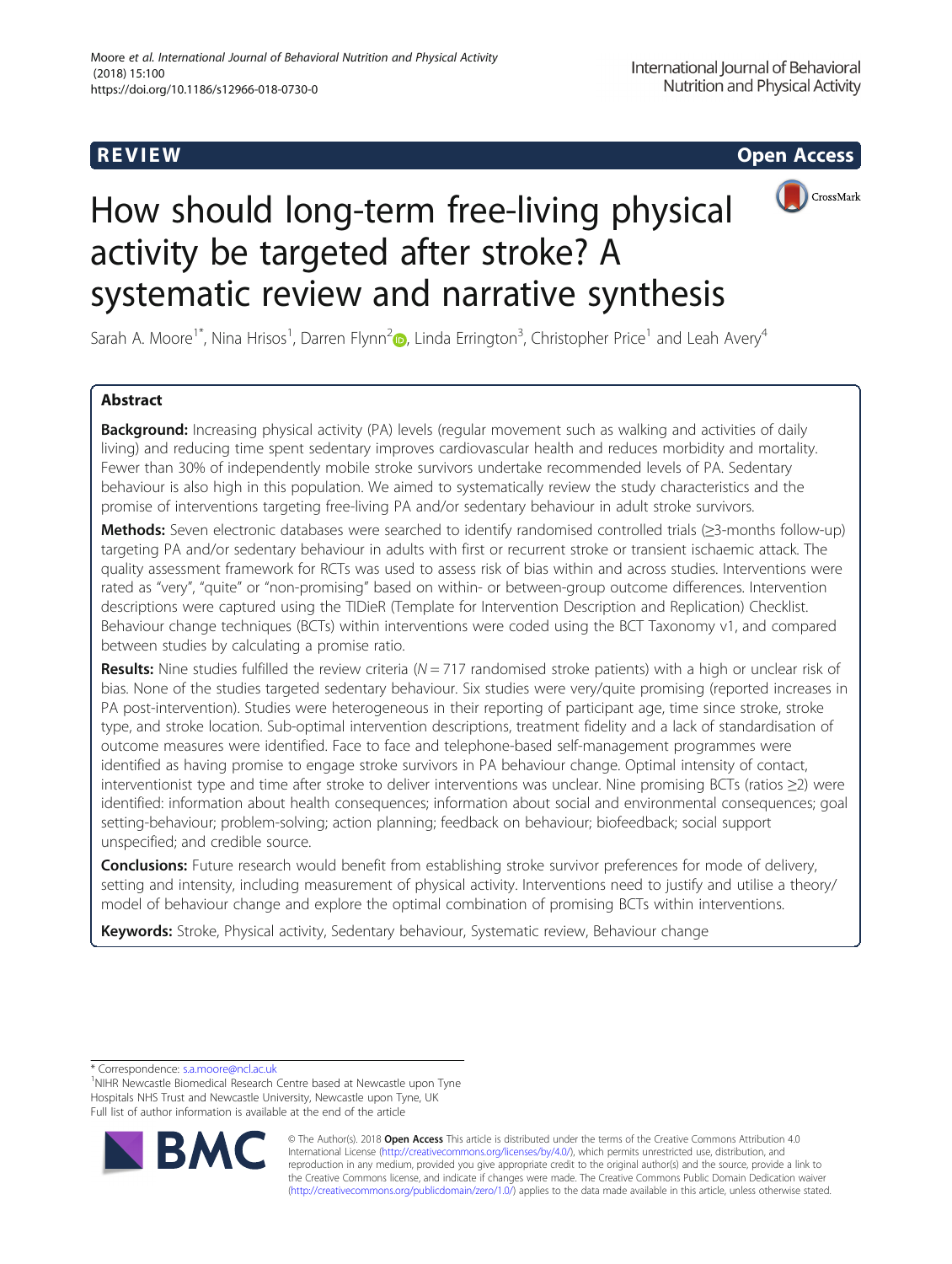REVIEW Open Access

# How should long-term free-living physical activity be targeted after stroke? A systematic review and narrative synthesis

Sarah A. Moore[1*], Nina Hrisos[1], Darren Flynn[2], Linda Errington[3], Christopher Price[1] and Leah Avery[4]

## Abstract

**Background:** Increasing physical activity (PA) levels (regular movement such as walking and activities of daily living) and reducing time spent sedentary improves cardiovascular health and reduces morbidity and mortality. Fewer than 30% of independently mobile stroke survivors undertake recommended levels of PA. Sedentary behaviour is also high in this population. We aimed to systematically review the study characteristics and the promise of interventions targeting free-living PA and/or sedentary behaviour in adult stroke survivors.

**Methods:** Seven electronic databases were searched to identify randomised controlled trials (≥3-months follow-up) targeting PA and/or sedentary behaviour in adults with first or recurrent stroke or transient ischaemic attack. The quality assessment framework for RCTs was used to assess risk of bias within and across studies. Interventions were rated as "very", "quite" or "non-promising" based on within- or between-group outcome differences. Intervention descriptions were captured using the TIDieR (Template for Intervention Description and Replication) Checklist. Behaviour change techniques (BCTs) within interventions were coded using the BCT Taxonomy v1, and compared between studies by calculating a promise ratio.

**Results:** Nine studies fulfilled the review criteria ($N = 717$ randomised stroke patients) with a high or unclear risk of bias. None of the studies targeted sedentary behaviour. Six studies were very/quite promising (reported increases in PA post-intervention). Studies were heterogeneous in their reporting of participant age, time since stroke, stroke type, and stroke location. Sub-optimal intervention descriptions, treatment fidelity and a lack of standardisation of outcome measures were identified. Face to face and telephone-based self-management programmes were identified as having promise to engage stroke survivors in PA behaviour change. Optimal intensity of contact, interventionist type and time after stroke to deliver interventions was unclear. Nine promising BCTs (ratios ≥2) were identified: information about health consequences; information about social and environmental consequences; goal setting-behaviour; problem-solving; action planning; feedback on behaviour; biofeedback; social support unspecified; and credible source.

**Conclusions:** Future research would benefit from establishing stroke survivor preferences for mode of delivery, setting and intensity, including measurement of physical activity. Interventions need to justify and utilise a theory/model of behaviour change and explore the optimal combination of promising BCTs within interventions.

**Keywords:** Stroke, Physical activity, Sedentary behaviour, Systematic review, Behaviour change

---

* Correspondence: s.a.moore@ncl.ac.uk
[1]NIHR Newcastle Biomedical Research Centre based at Newcastle upon Tyne Hospitals NHS Trust and Newcastle University, Newcastle upon Tyne, UK
Full list of author information is available at the end of the article

© The Author(s). 2018 **Open Access** This article is distributed under the terms of the Creative Commons Attribution 4.0 International License (http://creativecommons.org/licenses/by/4.0/), which permits unrestricted use, distribution, and reproduction in any medium, provided you give appropriate credit to the original author(s) and the source, provide a link to the Creative Commons license, and indicate if changes were made. The Creative Commons Public Domain Dedication waiver (http://creativecommons.org/publicdomain/zero/1.0/) applies to the data made available in this article, unless otherwise stated.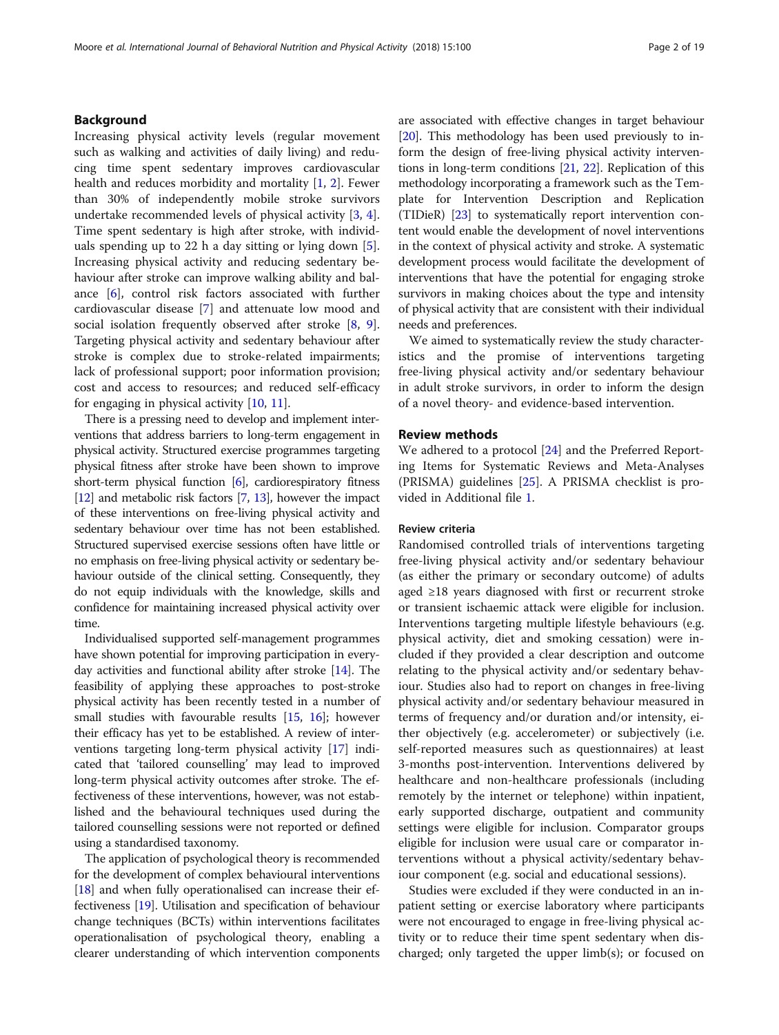## Background

Increasing physical activity levels (regular movement such as walking and activities of daily living) and reducing time spent sedentary improves cardiovascular health and reduces morbidity and mortality [1, 2]. Fewer than 30% of independently mobile stroke survivors undertake recommended levels of physical activity [3, 4]. Time spent sedentary is high after stroke, with individuals spending up to 22 h a day sitting or lying down [5]. Increasing physical activity and reducing sedentary behaviour after stroke can improve walking ability and balance [6], control risk factors associated with further cardiovascular disease [7] and attenuate low mood and social isolation frequently observed after stroke [8, 9]. Targeting physical activity and sedentary behaviour after stroke is complex due to stroke-related impairments; lack of professional support; poor information provision; cost and access to resources; and reduced self-efficacy for engaging in physical activity [10, 11].

There is a pressing need to develop and implement interventions that address barriers to long-term engagement in physical activity. Structured exercise programmes targeting physical fitness after stroke have been shown to improve short-term physical function [6], cardiorespiratory fitness [12] and metabolic risk factors [7, 13], however the impact of these interventions on free-living physical activity and sedentary behaviour over time has not been established. Structured supervised exercise sessions often have little or no emphasis on free-living physical activity or sedentary behaviour outside of the clinical setting. Consequently, they do not equip individuals with the knowledge, skills and confidence for maintaining increased physical activity over time.

Individualised supported self-management programmes have shown potential for improving participation in everyday activities and functional ability after stroke [14]. The feasibility of applying these approaches to post-stroke physical activity has been recently tested in a number of small studies with favourable results [15, 16]; however their efficacy has yet to be established. A review of interventions targeting long-term physical activity [17] indicated that 'tailored counselling' may lead to improved long-term physical activity outcomes after stroke. The effectiveness of these interventions, however, was not established and the behavioural techniques used during the tailored counselling sessions were not reported or defined using a standardised taxonomy.

The application of psychological theory is recommended for the development of complex behavioural interventions [18] and when fully operationalised can increase their effectiveness [19]. Utilisation and specification of behaviour change techniques (BCTs) within interventions facilitates operationalisation of psychological theory, enabling a clearer understanding of which intervention components are associated with effective changes in target behaviour [20]. This methodology has been used previously to inform the design of free-living physical activity interventions in long-term conditions [21, 22]. Replication of this methodology incorporating a framework such as the Template for Intervention Description and Replication (TIDieR) [23] to systematically report intervention content would enable the development of novel interventions in the context of physical activity and stroke. A systematic development process would facilitate the development of interventions that have the potential for engaging stroke survivors in making choices about the type and intensity of physical activity that are consistent with their individual needs and preferences.

We aimed to systematically review the study characteristics and the promise of interventions targeting free-living physical activity and/or sedentary behaviour in adult stroke survivors, in order to inform the design of a novel theory- and evidence-based intervention.

## Review methods

We adhered to a protocol [24] and the Preferred Reporting Items for Systematic Reviews and Meta-Analyses (PRISMA) guidelines [25]. A PRISMA checklist is provided in Additional file 1.

### Review criteria

Randomised controlled trials of interventions targeting free-living physical activity and/or sedentary behaviour (as either the primary or secondary outcome) of adults aged ≥18 years diagnosed with first or recurrent stroke or transient ischaemic attack were eligible for inclusion. Interventions targeting multiple lifestyle behaviours (e.g. physical activity, diet and smoking cessation) were included if they provided a clear description and outcome relating to the physical activity and/or sedentary behaviour. Studies also had to report on changes in free-living physical activity and/or sedentary behaviour measured in terms of frequency and/or duration and/or intensity, either objectively (e.g. accelerometer) or subjectively (i.e. self-reported measures such as questionnaires) at least 3-months post-intervention. Interventions delivered by healthcare and non-healthcare professionals (including remotely by the internet or telephone) within inpatient, early supported discharge, outpatient and community settings were eligible for inclusion. Comparator groups eligible for inclusion were usual care or comparator interventions without a physical activity/sedentary behaviour component (e.g. social and educational sessions).

Studies were excluded if they were conducted in an inpatient setting or exercise laboratory where participants were not encouraged to engage in free-living physical activity or to reduce their time spent sedentary when discharged; only targeted the upper limb(s); or focused on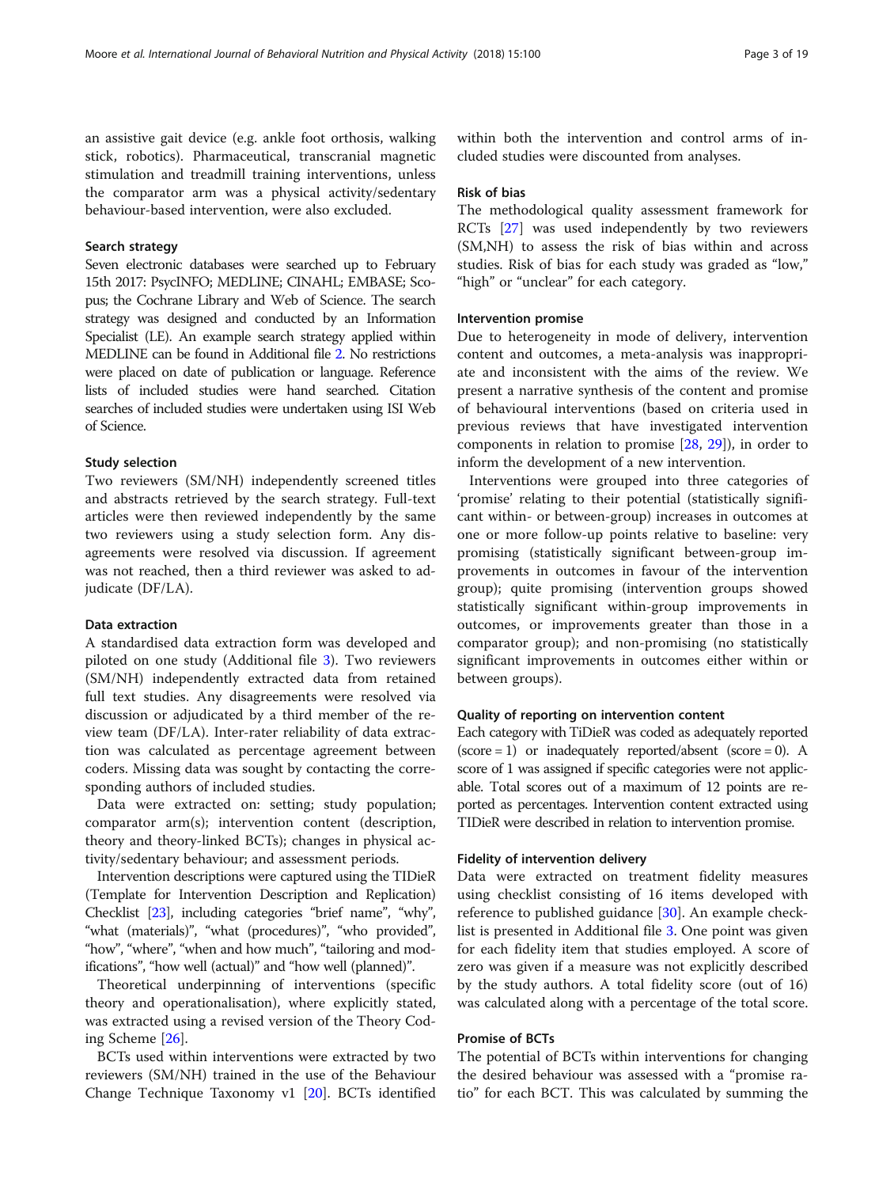an assistive gait device (e.g. ankle foot orthosis, walking stick, robotics). Pharmaceutical, transcranial magnetic stimulation and treadmill training interventions, unless the comparator arm was a physical activity/sedentary behaviour-based intervention, were also excluded.

### Search strategy

Seven electronic databases were searched up to February 15th 2017: PsycINFO; MEDLINE; CINAHL; EMBASE; Scopus; the Cochrane Library and Web of Science. The search strategy was designed and conducted by an Information Specialist (LE). An example search strategy applied within MEDLINE can be found in Additional file 2. No restrictions were placed on date of publication or language. Reference lists of included studies were hand searched. Citation searches of included studies were undertaken using ISI Web of Science.

### Study selection

Two reviewers (SM/NH) independently screened titles and abstracts retrieved by the search strategy. Full-text articles were then reviewed independently by the same two reviewers using a study selection form. Any disagreements were resolved via discussion. If agreement was not reached, then a third reviewer was asked to adjudicate (DF/LA).

### Data extraction

A standardised data extraction form was developed and piloted on one study (Additional file 3). Two reviewers (SM/NH) independently extracted data from retained full text studies. Any disagreements were resolved via discussion or adjudicated by a third member of the review team (DF/LA). Inter-rater reliability of data extraction was calculated as percentage agreement between coders. Missing data was sought by contacting the corresponding authors of included studies.

Data were extracted on: setting; study population; comparator arm(s); intervention content (description, theory and theory-linked BCTs); changes in physical activity/sedentary behaviour; and assessment periods.

Intervention descriptions were captured using the TIDieR (Template for Intervention Description and Replication) Checklist [23], including categories "brief name", "why", "what (materials)", "what (procedures)", "who provided", "how", "where", "when and how much", "tailoring and modifications", "how well (actual)" and "how well (planned)".

Theoretical underpinning of interventions (specific theory and operationalisation), where explicitly stated, was extracted using a revised version of the Theory Coding Scheme [26].

BCTs used within interventions were extracted by two reviewers (SM/NH) trained in the use of the Behaviour Change Technique Taxonomy v1 [20]. BCTs identified within both the intervention and control arms of included studies were discounted from analyses.

### Risk of bias

The methodological quality assessment framework for RCTs [27] was used independently by two reviewers (SM,NH) to assess the risk of bias within and across studies. Risk of bias for each study was graded as "low," "high" or "unclear" for each category.

### Intervention promise

Due to heterogeneity in mode of delivery, intervention content and outcomes, a meta-analysis was inappropriate and inconsistent with the aims of the review. We present a narrative synthesis of the content and promise of behavioural interventions (based on criteria used in previous reviews that have investigated intervention components in relation to promise [28, 29]), in order to inform the development of a new intervention.

Interventions were grouped into three categories of 'promise' relating to their potential (statistically significant within- or between-group) increases in outcomes at one or more follow-up points relative to baseline: very promising (statistically significant between-group improvements in outcomes in favour of the intervention group); quite promising (intervention groups showed statistically significant within-group improvements in outcomes, or improvements greater than those in a comparator group); and non-promising (no statistically significant improvements in outcomes either within or between groups).

### Quality of reporting on intervention content

Each category with TiDieR was coded as adequately reported (score = 1) or inadequately reported/absent (score = 0). A score of 1 was assigned if specific categories were not applicable. Total scores out of a maximum of 12 points are reported as percentages. Intervention content extracted using TIDieR were described in relation to intervention promise.

### Fidelity of intervention delivery

Data were extracted on treatment fidelity measures using checklist consisting of 16 items developed with reference to published guidance [30]. An example checklist is presented in Additional file 3. One point was given for each fidelity item that studies employed. A score of zero was given if a measure was not explicitly described by the study authors. A total fidelity score (out of 16) was calculated along with a percentage of the total score.

### Promise of BCTs

The potential of BCTs within interventions for changing the desired behaviour was assessed with a "promise ratio" for each BCT. This was calculated by summing the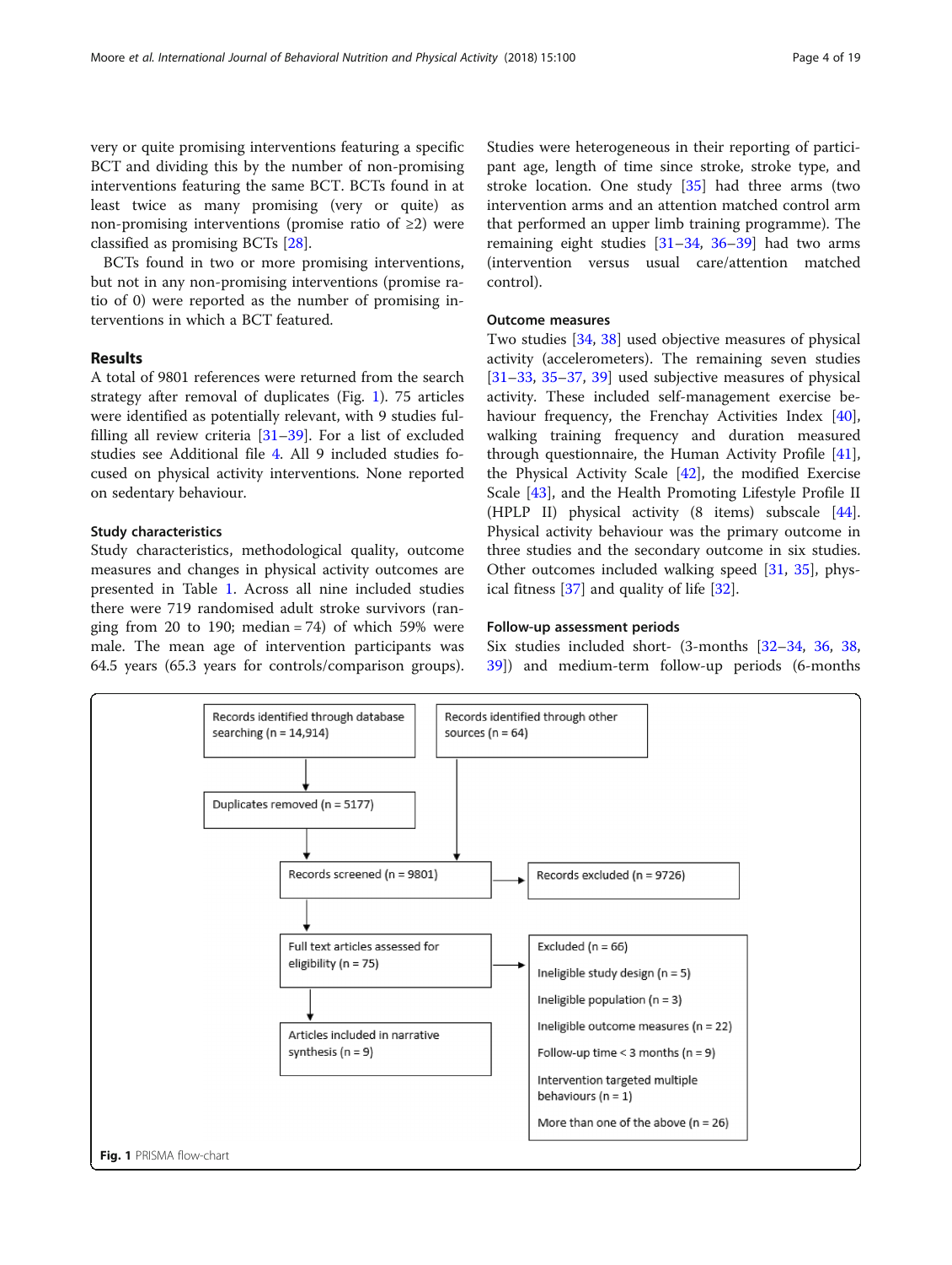very or quite promising interventions featuring a specific BCT and dividing this by the number of non-promising interventions featuring the same BCT. BCTs found in at least twice as many promising (very or quite) as non-promising interventions (promise ratio of ≥2) were classified as promising BCTs [28].

BCTs found in two or more promising interventions, but not in any non-promising interventions (promise ratio of 0) were reported as the number of promising interventions in which a BCT featured.

## Results

A total of 9801 references were returned from the search strategy after removal of duplicates (Fig. 1). 75 articles were identified as potentially relevant, with 9 studies fulfilling all review criteria [31–39]. For a list of excluded studies see Additional file 4. All 9 included studies focused on physical activity interventions. None reported on sedentary behaviour.

### Study characteristics

Study characteristics, methodological quality, outcome measures and changes in physical activity outcomes are presented in Table 1. Across all nine included studies there were 719 randomised adult stroke survivors (ranging from 20 to 190; median = 74) of which 59% were male. The mean age of intervention participants was 64.5 years (65.3 years for controls/comparison groups). Studies were heterogeneous in their reporting of participant age, length of time since stroke, stroke type, and stroke location. One study [35] had three arms (two intervention arms and an attention matched control arm that performed an upper limb training programme). The remaining eight studies [31–34, 36–39] had two arms (intervention versus usual care/attention matched control).

### Outcome measures

Two studies [34, 38] used objective measures of physical activity (accelerometers). The remaining seven studies [31–33, 35–37, 39] used subjective measures of physical activity. These included self-management exercise behaviour frequency, the Frenchay Activities Index [40], walking training frequency and duration measured through questionnaire, the Human Activity Profile [41], the Physical Activity Scale [42], the modified Exercise Scale [43], and the Health Promoting Lifestyle Profile II (HPLP II) physical activity (8 items) subscale [44]. Physical activity behaviour was the primary outcome in three studies and the secondary outcome in six studies. Other outcomes included walking speed [31, 35], physical fitness [37] and quality of life [32].

### Follow-up assessment periods

Six studies included short- (3-months [32–34, 36, 38, 39]) and medium-term follow-up periods (6-months

Records identified through database searching (n = 14,914)

Records identified through other sources (n = 64)

Duplicates removed (n = 5177)

Records screened (n = 9801)

Records excluded (n = 9726)

Full text articles assessed for eligibility (n = 75)

Excluded (n = 66)
Ineligible study design (n = 5)
Ineligible population (n = 3)
Ineligible outcome measures (n = 22)
Follow-up time < 3 months (n = 9)
Intervention targeted multiple behaviours (n = 1)
More than one of the above (n = 26)

Articles included in narrative synthesis (n = 9)

**Fig. 1** PRISMA flow-chart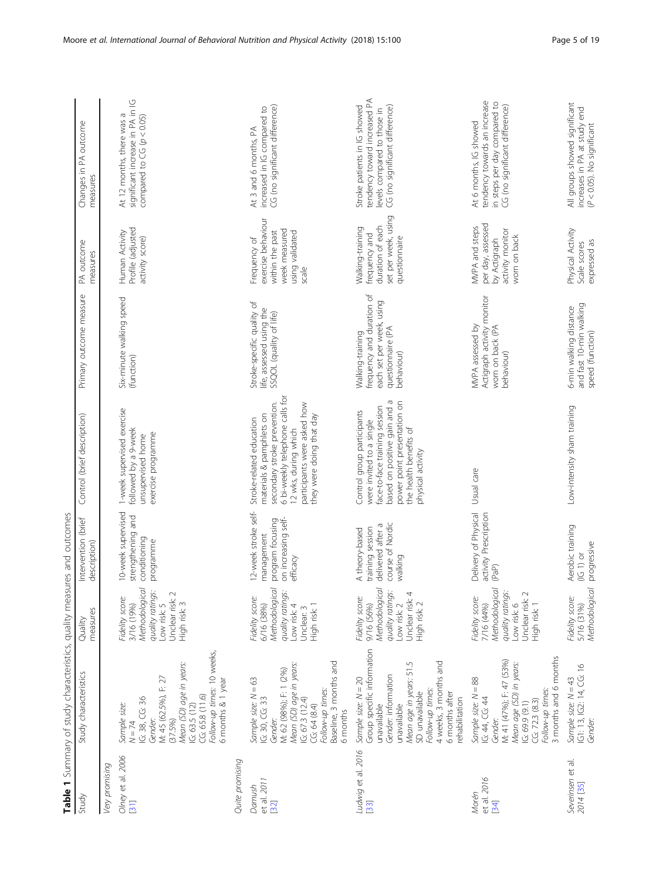**Table 1** Summary of study characteristics, quality measures and outcomes

| Study | Study characteristics | Quality measures | Intervention (brief description) | Control (brief description) | Primary outcome measure | PA outcome measures | Changes in PA outcome measures |
|---|---|---|---|---|---|---|---|
| *Very promising* | | | | | | | |
| Olney et al. 2006 [31] | *Sample size:* N = 74 IG: 38, CG: 36 *Gender:* M: 45 (62.5%), F: 27 (37.5%) *Mean (SD) age in years:* IG: 63.5 (12) CG: 65.8 (11.6) *Follow-up times:* 10 weeks, 6 months & 1 year | *Fidelity score:* 3/16 (19%) *Methodological quality ratings:* Low risk: 5 Unclear risk: 2 High risk: 3 | 10-week supervised strengthening and conditioning programme | 1-week supervised exercise followed by a 9-week unsupervised home exercise programme | Six-minute walking speed (function) | Human Activity Profile (adjusted activity score) | At 12 months, there was a significant increase in PA in IG compared to CG ($p < 0.05$) |
| *Quite promising* | | | | | | | |
| Damush et al. 2011 [32] | *Sample size:* N = 63 IG: 30, CG: 33 *Gender:* M: 62 (98%); F: 1 (2%) *Mean (SD) age in years:* IG: 67.3 (12.4) CG: 64 (8.4) *Follow-up times:* Baseline, 3 months and 6 months | *Fidelity score:* 6/16 (38%) *Methodological quality ratings:* Low risk: 4 Unclear: 3 High risk: 1 | 12-week stroke self-management program focusing on increasing self-efficacy | Stroke-related education materials & pamphlets on secondary stroke prevention. 6 bi-weekly telephone calls for 12 wks, during which participants were asked how they were doing that day | Stroke-specific quality of life, assessed using the SSQOL (quality of life) | Frequency of exercise behaviour within the past week measured using validated scale | At 3 and 6 months, PA increased in IG compared to CG (no significant difference) |
| Ludwig et al. 2016 [33] | *Sample size:* N = 20 Group specific information unavailable *Gender:* information unavailable *Mean age in years:* 51.5 SD unavailable *Follow-up times:* 4 weeks, 3 months and 6 months after rehabilitation | *Fidelity score:* 9/16 (56%) *Methodological quality ratings:* Low risk: 2 Unclear risk: 4 High risk: 2 | A theory-based training session delivered after a course of Nordic walking | Control group participants were invited to a single face-to-face training session based on positive gain and a power point presentation on the health benefits of physical activity | Walking-training frequency and duration of each set per week, using questionnaire (PA behaviour) | Walking-training frequency and duration of each set per week, using questionnaire | Stroke patients in IG showed tendency toward increased PA levels compared to those in CG (no significant difference) |
| Morén et al. 2016 [34] | *Sample size:* N = 88 IG: 44, CG: 44 *Gender:* M: 41 (47%); F: 47 (53%) *Mean age (SD) in years:* IG: 69.9 (9.1) CG: 72.3 (8.3) *Follow-up times:* 3 months and 6 months | *Fidelity score:* 7/16 (44%) *Methodological quality ratings:* Low risk: 6 Unclear risk: 2 High risk: 1 | Delivery of Physical activity Prescription (PaP) | Usual care | MVPA assessed by Actigraph activity monitor worn on back (PA behaviour) | MVPA and steps per day, assessed by Actigraph activity monitor worn on back | At 6 months, IG showed tendency towards an increase in steps per day compared to CG (no significant difference) |
| Severinsen et al. 2014 [35] | *Sample size:* N = 43 IG1: 13, IG2: 14, CG: 16 *Gender:* | *Fidelity score:* 5/16 (31%) *Methodological* | Aerobic training (IG 1) or progressive | Low-intensity sham training | 6-min walking distance and fast 10-min walking speed (function) | Physical Activity Scale scores expressed as | All groups showed significant increases in PA at study end ($P < 0.05$). No significant |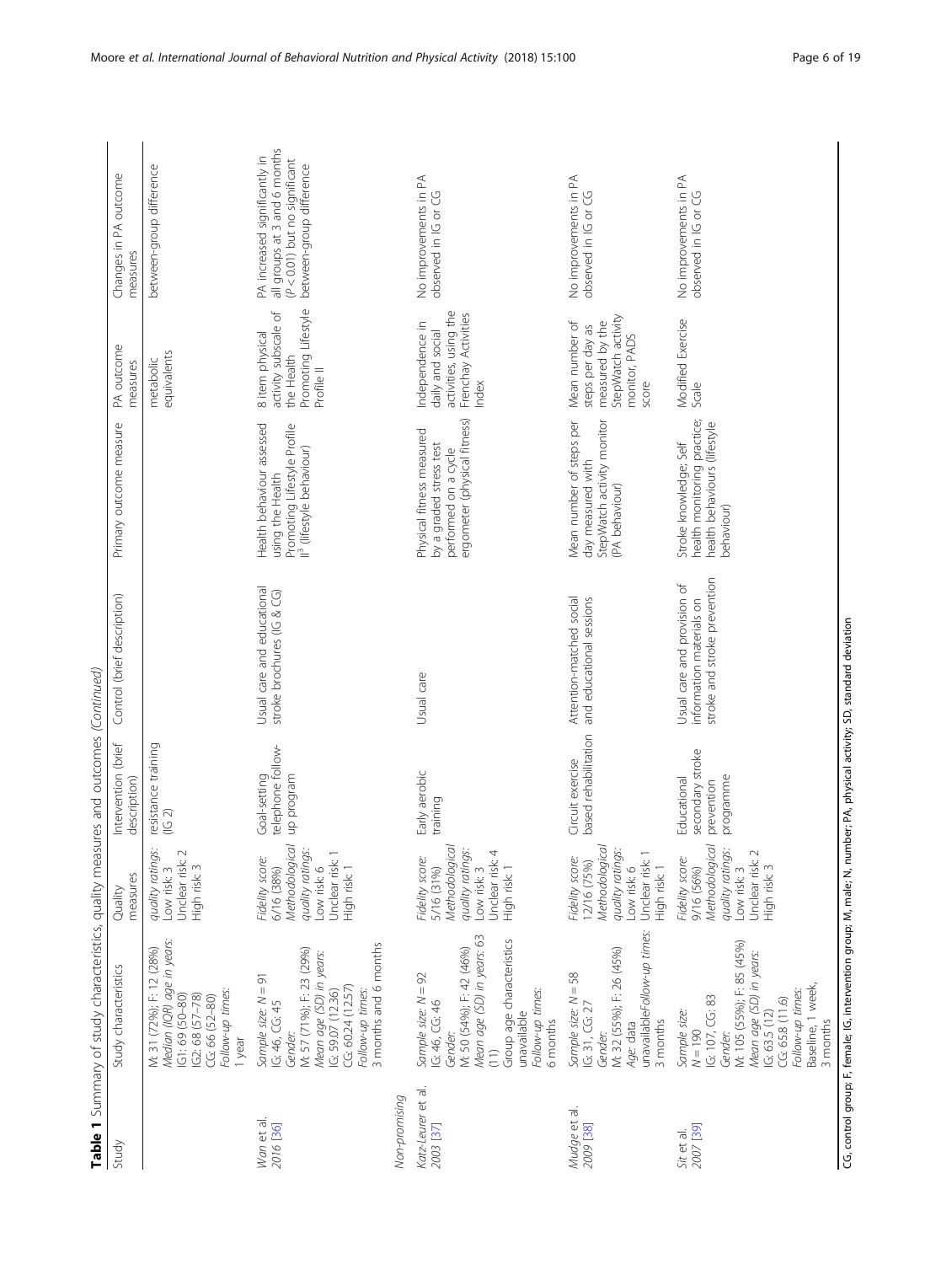**Table 1** Summary of study characteristics, quality measures and outcomes *(Continued)*

| Study | Study characteristics | Quality measures | Intervention (brief description) | Control (brief description) | Primary outcome measure | PA outcome measures | Changes in PA outcome measures |
|---|---|---|---|---|---|---|---|
| | M: 31 (72%); F: 12 (28%) *Median (IQR) age in years:* IG1: 69 (50–80) IG2: 68 (57–78) CG: 66 (52–80) *Follow-up times:* 1 year | *quality ratings:* Low risk: 3 Unclear risk: 2 High risk: 3 | resistance training (IG 2) | | | metabolic equivalents | between-group difference |
| *Wan* et al. *2016* [36] | *Sample size: N* = 91 IG: 46, CG: 45 *Gender:* M: 57 (71%); F: 23 (29%) *Mean age (SD) in years:* IG: 59.07 (12.36) CG: 60.24 (12.57) *Follow-up times:* 3 months and 6 months | *Fidelity score:* 6/16 (38%) *Methodological quality ratings:* Low risk: 6 Unclear risk: 1 High risk: 1 | Goal-setting telephone follow-up program | Usual care and educational stroke brochures (IG & CG) | Health behaviour assessed using the Health Promoting Lifestyle Profile II[3] (lifestyle behaviour) | 8 item physical activity subscale of the Health Promoting Lifestyle Profile II | PA increased significantly in all groups at 3 and 6 months ($P < 0.01$) but no significant between-group difference |
| *Non-promising* | | | | | | | |
| *Katz-Leurer* et al. *2003* [37] | *Sample size: N* = 92 IG: 46, CG: 46 *Gender:* M: 50 (54%); F: 42 (46%) *Mean age (SD) in years:* 63 (11) Group age characteristics unavailable *Follow-up times:* 6 months | *Fidelity score:* 5/16 (31%) *Methodological quality ratings:* Low risk: 3 Unclear risk: 4 High risk: 1 | Early aerobic training | Usual care | Physical fitness measured by a graded stress test performed on a cycle ergometer (physical fitness) | Independence in daily and social activities, using the Frenchay Activities Index | No improvements in PA observed in IG or CG |
| *Mudge* et al. *2009* [38] | *Sample size: N* = 58 IG: 31, CG: 27 *Gender:* M: 32 (55%); F: 26 (45%) *Age:* data unavailable*Follow-up times:* 3 months | *Fidelity score:* 12/16 (75%) *Methodological quality ratings:* Low risk: 6 Unclear risk: 1 High risk: 1 | Circuit exercise based rehabilitation | Attention-matched social and educational sessions | Mean number of steps per day measured with StepWatch activity monitor (PA behaviour) | Mean number of steps per day as measured by the StepWatch activity monitor, PADS score | No improvements in PA observed in IG or CG |
| *Sit* et al. *2007* [39] | *Sample size: N* = 190 IG: 107, CG: 83 *Gender:* M: 105 (55%); F: 85 (45%) *Mean age (SD) in years:* IG: 63.5 (12) CG: 65.8 (11.6) *Follow-up times:* Baseline, 1 week, 3 months | *Fidelity score:* 9/16 (56%) *Methodological quality ratings:* Low risk: 3 Unclear risk: 2 High risk: 3 | Educational secondary stroke prevention programme | Usual care and provision of information materials on stroke and stroke prevention | Stroke knowledge; Self health monitoring practice; health behaviours (lifestyle behaviour) | Modified Exercise Scale | No improvements in PA observed in IG or CG |

CG, control group; F, female; IG, intervention group; M, male; N, number; PA, physical activity; SD, standard deviation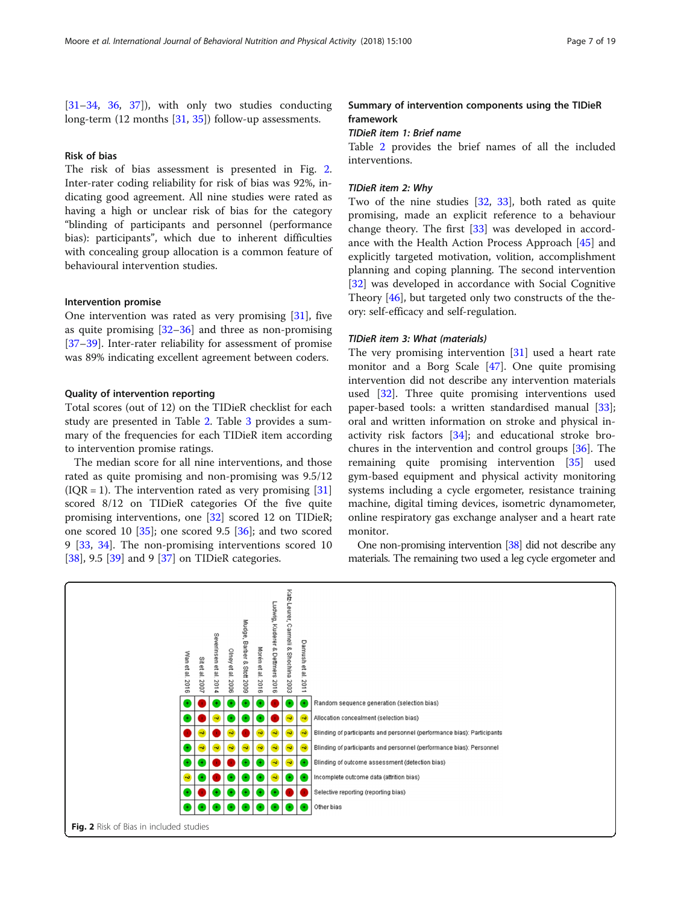[31–34, 36, 37]), with only two studies conducting long-term (12 months [31, 35]) follow-up assessments.

### Risk of bias

The risk of bias assessment is presented in Fig. 2. Inter-rater coding reliability for risk of bias was 92%, indicating good agreement. All nine studies were rated as having a high or unclear risk of bias for the category "blinding of participants and personnel (performance bias): participants", which due to inherent difficulties with concealing group allocation is a common feature of behavioural intervention studies.

### Intervention promise

One intervention was rated as very promising [31], five as quite promising [32–36] and three as non-promising [37–39]. Inter-rater reliability for assessment of promise was 89% indicating excellent agreement between coders.

### Quality of intervention reporting

Total scores (out of 12) on the TIDieR checklist for each study are presented in Table 2. Table 3 provides a summary of the frequencies for each TIDieR item according to intervention promise ratings.

The median score for all nine interventions, and those rated as quite promising and non-promising was 9.5/12 (IQR = 1). The intervention rated as very promising [31] scored 8/12 on TIDieR categories Of the five quite promising interventions, one [32] scored 12 on TIDieR; one scored 10 [35]; one scored 9.5 [36]; and two scored 9 [33, 34]. The non-promising interventions scored 10 [38], 9.5 [39] and 9 [37] on TIDieR categories.

### Summary of intervention components using the TIDieR framework

#### *TIDieR item 1: Brief name*

Table 2 provides the brief names of all the included interventions.

#### *TIDieR item 2: Why*

Two of the nine studies [32, 33], both rated as quite promising, made an explicit reference to a behaviour change theory. The first [33] was developed in accordance with the Health Action Process Approach [45] and explicitly targeted motivation, volition, accomplishment planning and coping planning. The second intervention [32] was developed in accordance with Social Cognitive Theory [46], but targeted only two constructs of the theory: self-efficacy and self-regulation.

#### *TIDieR item 3: What (materials)*

The very promising intervention [31] used a heart rate monitor and a Borg Scale [47]. One quite promising intervention did not describe any intervention materials used [32]. Three quite promising interventions used paper-based tools: a written standardised manual [33]; oral and written information on stroke and physical inactivity risk factors [34]; and educational stroke brochures in the intervention and control groups [36]. The remaining quite promising intervention [35] used gym-based equipment and physical activity monitoring systems including a cycle ergometer, resistance training machine, digital timing devices, isometric dynamometer, online respiratory gas exchange analyser and a heart rate monitor.

One non-promising intervention [38] did not describe any materials. The remaining two used a leg cycle ergometer and

| | Wan et al 2016 | Sit et al 2007 | Severinsen et al 2014 | Olney et al 2006 | Mudge, Barber & Stott 2009 | Morén et al 2016 | Ludwig, Kuderer & Dettmers 2016 | Katz-Leurer, Carmeli & Shochina 2003 | Damush et al 2011 |
|---|---|---|---|---|---|---|---|---|---|
| Random sequence generation (selection bias) | + | - | + | + | + | + | - | + | + |
| Allocation concealment (selection bias) | + | - | ? | + | + | + | - | ? | ? |
| Blinding of participants and personnel (performance bias): Participants | - | ? | - | ? | - | ? | ? | ? | ? |
| Blinding of participants and personnel (performance bias): Personnel | + | ? | ? | ? | ? | ? | ? | ? | ? |
| Blinding of outcome assessment (detection bias) | + | + | - | - | + | + | ? | ? | + |
| Incomplete outcome data (attrition bias) | ? | + | - | + | + | + | ? | + | + |
| Selective reporting (reporting bias) | + | - | + | + | + | + | + | - | - |
| Other bias | + | + | + | + | + | + | + | + | + |

**Fig. 2** Risk of Bias in included studies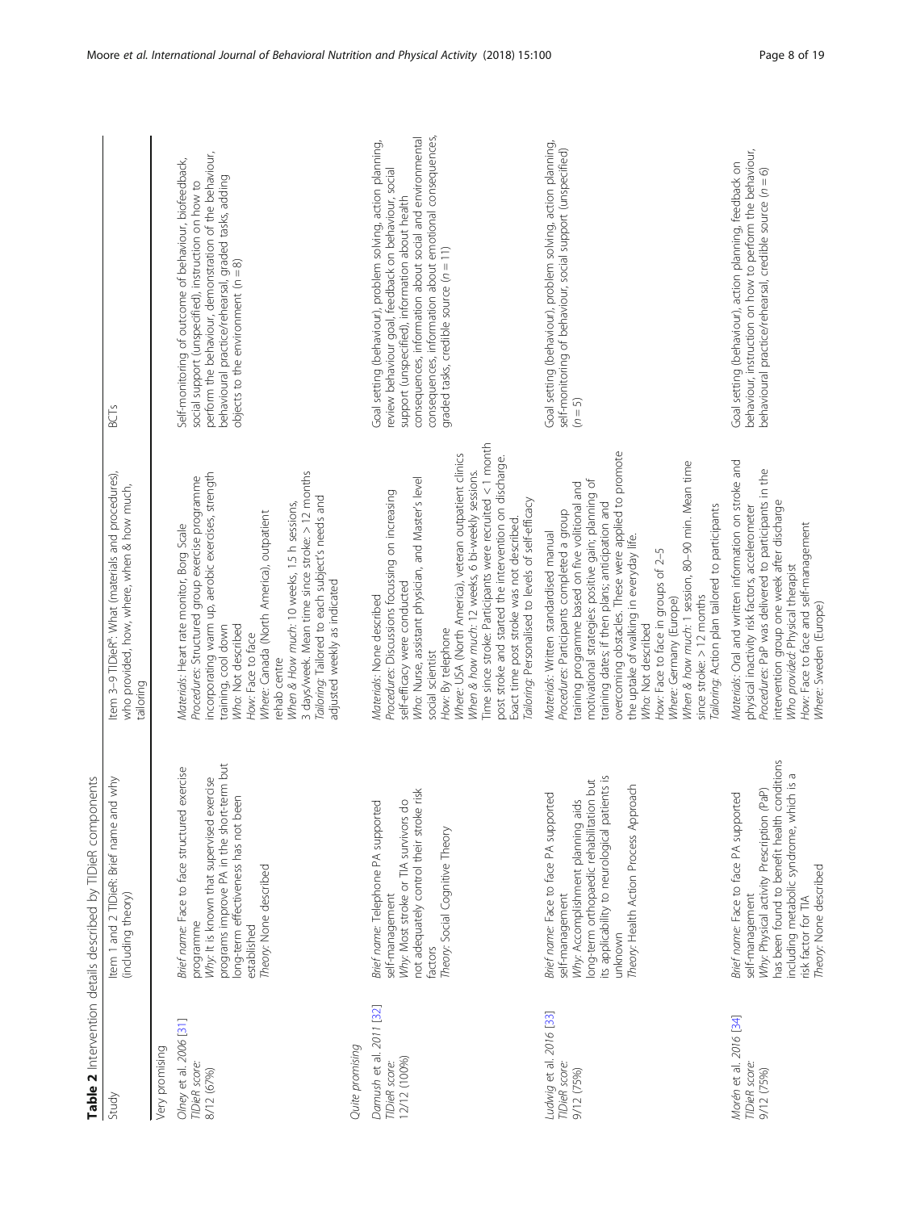**Table 2** Intervention details described by TIDieR components

| Study | Item 1 and 2 TIDieR: Brief name and why (including theory) | Item 3–9 TIDieR[a]: What (materials and procedures), who provided, how, where, when & how much, tailoring | BCTs |
| --- | --- | --- | --- |
| *Very promising* | | | |
| Olney et al. 2006 [31] *TIDieR score:* 8/12 (67%) | *Brief name:* Face to face structured exercise programme *Why:* It is known that supervised exercise programs improve PA in the short-term but long-term effectiveness has not been established *Theory:* None described | *Materials:* Heart rate monitor, Borg Scale *Procedures:* Structured group exercise programme incorporating warm up, aerobic exercises, strength training, cool down *Who:* Not described *How:* Face to face *Where:* Canada (North America), outpatient rehab centre *When & How much:* 10 weeks, 1.5 h sessions, 3 days/week. Mean time since stroke: > 12 months *Tailoring:* Tailored to each subject's needs and adjusted weekly as indicated | Self-monitoring of outcome of behaviour, biofeedback, social support (unspecified), instruction on how to perform the behaviour, demonstration of the behaviour, behavioural practice/rehearsal, graded tasks, adding objects to the environment (*n* = 8) |
| *Quite promising* | | | |
| Damush et al. 2011 [32] *TIDieR score:* 12/12 (100%) | *Brief name:* Telephone PA supported self-management *Why:* Most stroke or TIA survivors do not adequately control their stroke risk factors *Theory:* Social Cognitive Theory | *Materials:* None described *Procedures:* Discussions focussing on increasing self-efficacy were conducted *Who:* Nurse, assistant physician, and Master's level social scientist *How:* By telephone *Where:* USA (North America), veteran outpatient clinics *When & how much:* 12 weeks, 6 bi-weekly sessions. Time since stroke: Participants were recruited < 1 month post stroke and started the intervention on discharge. Exact time post stroke was not described. *Tailoring:* Personalised to levels of self-efficacy | Goal setting (behaviour), problem solving, action planning, review behaviour goal, feedback on behaviour, social support (unspecified), information about health consequences, information about social and environmental consequences, information about emotional consequences, graded tasks, credible source (*n* = 11) |
| Ludwig et al. 2016 [33] *TIDieR score:* 9/12 (75%) | *Brief name:* Face to face PA supported self-management *Why:* Accomplishment planning aids long-term orthopaedic rehabilitation but its applicability to neurological patients is unknown *Theory:* Health Action Process Approach | *Materials:* Written standardised manual *Procedures:* Participants completed a group training programme based on five volitional and motivational strategies: positive gain; planning of training dates; if then plans; anticipation and overcoming obstacles. These were applied to promote the uptake of walking in everyday life. *Who:* Not described *How:* Face to face in groups of 2–5 *Where:* Germany (Europe) *When & how much:* 1 session, 80–90 min. Mean time since stroke: > 12 months *Tailoring:* Action plan tailored to participants | Goal setting (behaviour), problem solving, action planning, self-monitoring of behaviour, social support (unspecified) (*n* = 5) |
| Morén et al. 2016 [34] *TIDieR score:* 9/12 (75%) | *Brief name:* Face to face PA supported self-management *Why:* Physical activity Prescription (PaP) has been found to benefit health conditions including metabolic syndrome, which is a risk factor for TIA *Theory:* None described | *Materials:* Oral and written information on stroke and physical inactivity risk factors, accelerometer *Procedures:* PaP was delivered to participants in the intervention group one week after discharge *Who provided:* Physical therapist *How:* Face to face and self-management *Where:* Sweden (Europe) | Goal setting (behaviour), action planning, feedback on behaviour, instruction on how to perform the behaviour, behavioural practice/rehearsal, credible source (*n* = 6) |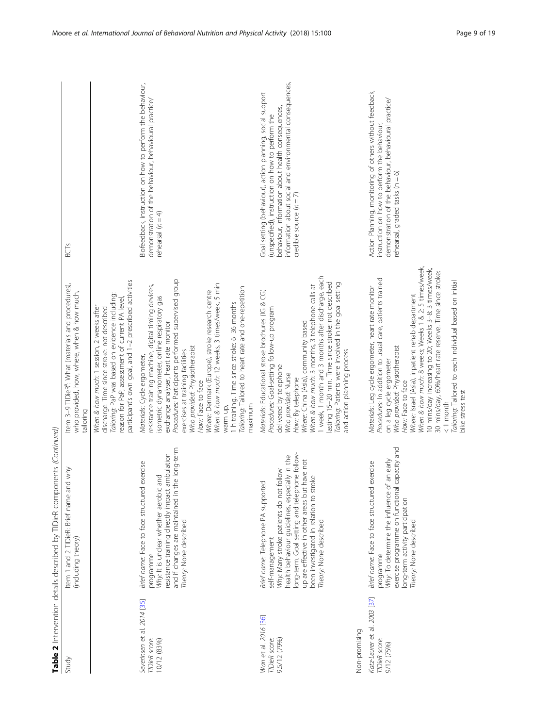**Table 2** Intervention details described by TIDieR components *(Continued)*

| Study | Item 1 and 2 TIDieR: Brief name and why (including theory) | Item 3–9 TIDieR[a]: What (materials and procedures), who provided, how, where, when & how much, tailoring | BCTs |
|---|---|---|---|
| | | *When & how much*: 1 session, 2 weeks after discharge. Time since stroke: not described<br>*Tailoring*: PaP was based on evidence including: reason for PaP, assessment of current PA level, participant's own goal, and 1–2 prescribed activities | |
| Severinsen et al. 2014 [35]<br>*TIDieR score*: 10/12 (83%) | *Brief name*: Face to face structured exercise programme<br>*Why*: It is unclear whether aerobic and resistance training directly impact ambulation and if changes are maintained in the long-term<br>*Theory*: None described | *Materials*: Cycle ergometer, resistance training machine, digital timing devices, isometric dynamometer, online respiratory gas exchange analyser, heart rate monitor<br>*Procedures*: Participants performed supervised group exercises at training facilities<br>*Who provided*: Physiotherapist<br>*How*: Face to face<br>*Where*: Denmark (Europe), stroke research centre<br>*When & how much*: 12 weeks, 3 times/week, 5 min warm up, 1 h training. Time since stroke: 6–36 months<br>*Tailoring*: Tailored to heart rate and one-repetition maximum | Biofeedback, instruction on how to perform the behaviour, demonstration of the behaviour, behavioural practice/ rehearsal (*n* = 4) |
| Wan et al. 2016 [36]<br>*TIDieR score*: 9.5/12 (79%) | *Brief name*: Telephone PA supported self-management<br>*Why*: Many stroke patients do not follow health behaviour guidelines, especially in the long-term. Goal setting and telephone follow-up are effective in other areas but have not been investigated in relation to stroke<br>*Theory*: None described | *Materials*: Educational stroke brochures (IG & CG)<br>*Procedures*: Goal-setting follow-up program delivered by telephone<br>*Who provided*: Nurse<br>*How*: By telephone<br>*Where*: China (Asia), community based<br>*When & how much*: 3 months; 3 telephone calls at 1 week, 1 month and 3 months after discharge, each lasting 15–20 min. Time since stroke: not described<br>*Tailoring*: Patients were involved in the goal setting and action planning process | Goal setting (behaviour), action planning, social support (unspecified), instruction on how to perform the behaviour, information about health consequences, information about social and environmental consequences, credible source (*n* = 7) |
| Non-promising | | | |
| Katz-Leurer et al. 2003 [37]<br>*TIDieR score*: 9/12 (75%) | *Brief name*: Face to face structured exercise programme<br>*Why*: To determine the influence of an early exercise programme on functional capacity and long-term activity participation<br>*Theory*: None described | *Materials*: Leg cycle ergometer, heart rate monitor<br>*Procedures*: In addition to usual care, patients trained on a leg cycle ergometer<br>*Who provided*: Physiotherapist<br>*How*: Face to face<br>*Where*: Israel (Asia), inpatient rehab department<br>*When & how much*: 8 weeks; Weeks 1 & 2: 5 times/week, 10 mins/day increasing to 20; Weeks 3–8: 3 times/week, 30 mins/day, 60%/heart rate reserve. Time since stroke: <1 month<br>*Tailoring*: Tailored to each individual based on initial bike stress test | Action Planning, monitoring of others without feedback, instruction on how to perform the behaviour, demonstration of the behaviour, behavioural practice/ rehearsal, graded tasks (*n* = 6) |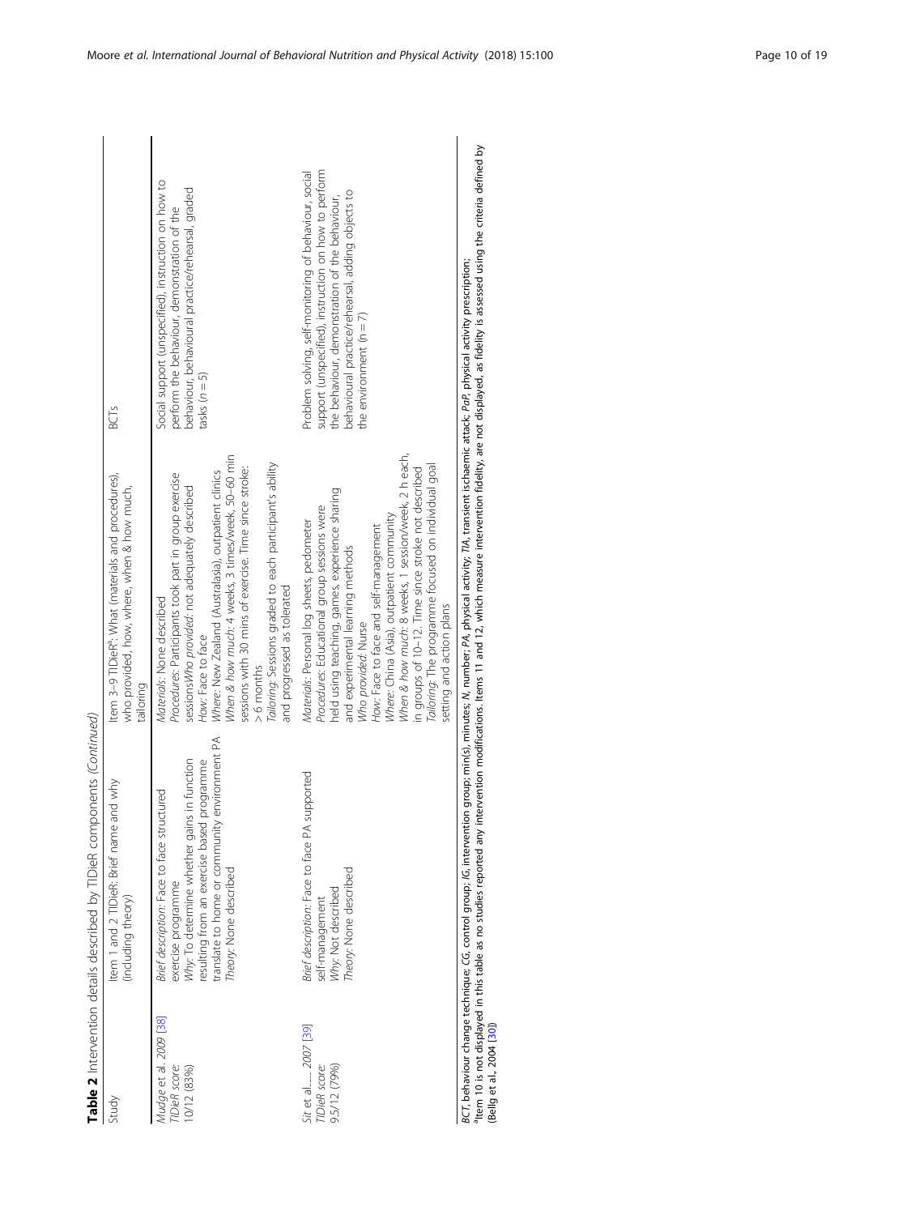**Table 2** Intervention details described by TIDieR components *(Continued)*

| Study | Item 1 and 2 TIDieR: Brief name and why (including theory) | Item 3–9 TIDieR[a]: What (materials and procedures), who provided, how, where, when & how much, tailoring | BCTs |
|---|---|---|---|
| *Mudge et al. 2009* [38] *TIDieR score:* 10/12 (83%) | *Brief description*: Face to face structured exercise programme *Why*: To determine whether gains in function resulting from an exercise based programme translate to home or community environment PA *Theory*: None described | *Materials*: None described *Procedures*: Participants took part in group exercise sessions*Who provided*: not adequately described *How*: Face to face *Where*: New Zealand (Australasia), outpatient clinics *When & how much*: 4 weeks, 3 times/week, 50–60 min sessions with 30 mins of exercise. Time since stroke: > 6 months *Tailoring*: Sessions graded to each participant's ability and progressed as tolerated | Social support (unspecified), instruction on how to perform the behaviour, demonstration of the behaviour, behavioural practice/rehearsal, graded tasks (n = 5) |
| *Sit et al.,.... 2007* [39] *TIDieR score:* 9.5/12 (79%) | *Brief description*: Face to face PA supported self-management *Why*: Not described *Theory*: None described | *Materials*: Personal log sheets, pedometer *Procedures*: Educational group sessions were held using teaching, games, experience sharing and experimental learning methods *Who provided*: Nurse *How*: Face to face and self-management *Where*: China (Asia), outpatient community *When & how much*: 8 weeks, 1 session/week, 2 h each, in groups of 10–12. Time since stroke not described *Tailoring*: The programme focused on individual goal setting and action plans | Problem solving, self-monitoring of behaviour, social support (unspecified), instruction on how to perform the behaviour, demonstration of the behaviour, behavioural practice/rehearsal, adding objects to the environment (n = 7) |

*BCT*, behaviour change technique; *CG*, control group; *IG*, intervention group; *min(s)*, minutes; *N*, number; *PA*, physical activity; *TIA*, transient ischaemic attack; *PaP*, physical activity prescription;
[a]Item 10 is not displayed in this table as no studies reported any intervention modifications. Items 11 and 12, which measure intervention fidelity, are not displayed, as fidelity is assessed using the criteria defined by (Bellg et al., 2004 [30])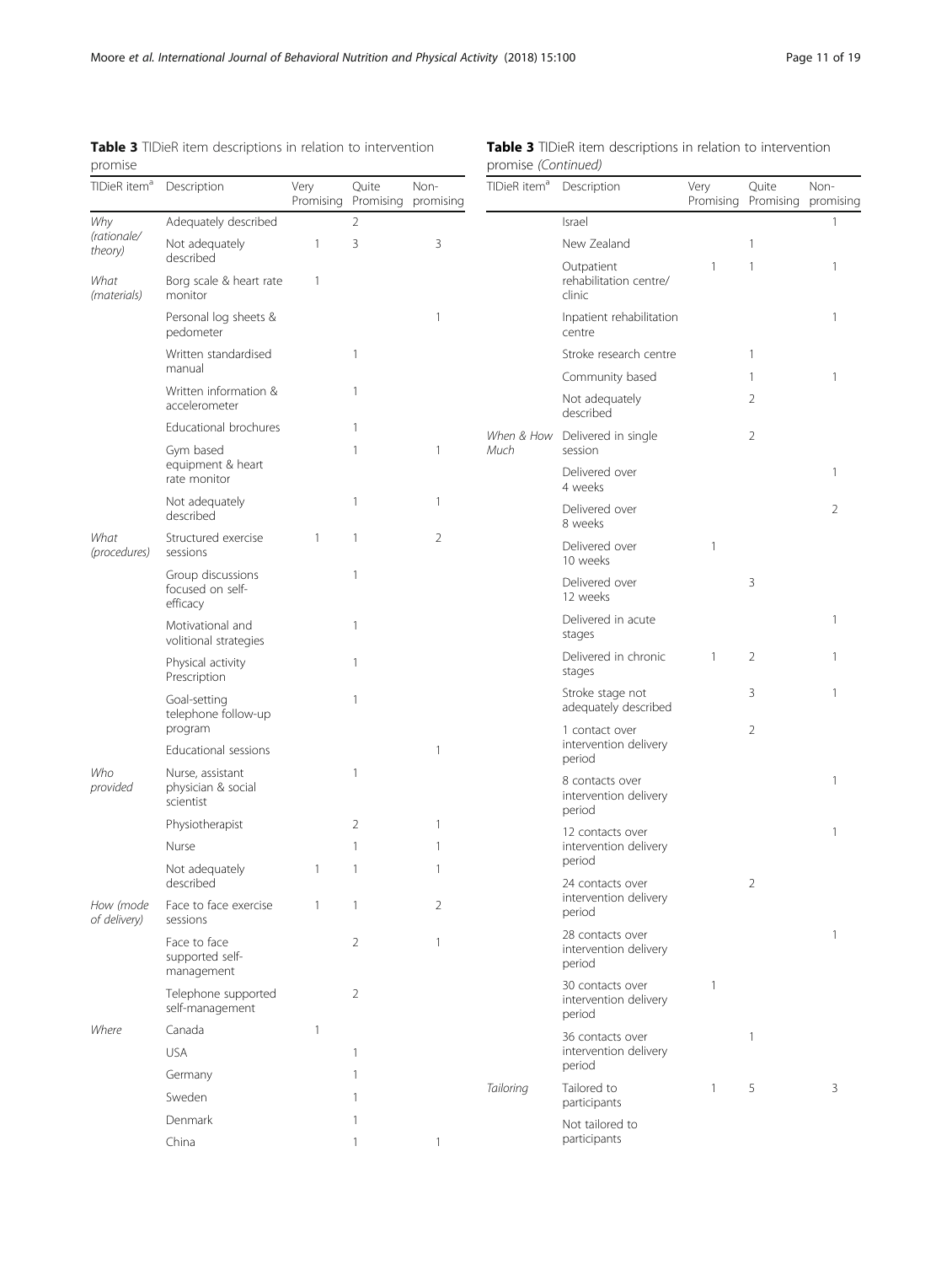**Table 3** TIDieR item descriptions in relation to intervention promise

| TIDieR item[a] | Description | Very Promising | Quite Promising | Non-promising |
|---|---|---|---|---|
| *Why (rationale/ theory)* | Adequately described | | 2 | |
| | Not adequately described | 1 | 3 | 3 |
| *What (materials)* | Borg scale & heart rate monitor | 1 | | |
| | Personal log sheets & pedometer | | | 1 |
| | Written standardised manual | | 1 | |
| | Written information & accelerometer | | 1 | |
| | Educational brochures | | 1 | |
| | Gym based equipment & heart rate monitor | | 1 | 1 |
| | Not adequately described | | 1 | 1 |
| *What (procedures)* | Structured exercise sessions | 1 | 1 | 2 |
| | Group discussions focused on self-efficacy | | 1 | |
| | Motivational and volitional strategies | | 1 | |
| | Physical activity Prescription | | 1 | |
| | Goal-setting telephone follow-up program | | 1 | |
| | Educational sessions | | | 1 |
| *Who provided* | Nurse, assistant physician & social scientist | | 1 | |
| | Physiotherapist | | 2 | 1 |
| | Nurse | | 1 | 1 |
| | Not adequately described | 1 | 1 | 1 |
| *How (mode of delivery)* | Face to face exercise sessions | 1 | 1 | 2 |
| | Face to face supported self-management | | 2 | 1 |
| | Telephone supported self-management | | 2 | |
| *Where* | Canada | 1 | | |
| | USA | | 1 | |
| | Germany | | 1 | |
| | Sweden | | 1 | |
| | Denmark | | 1 | |
| | China | | 1 | 1 |
| | Israel | | | 1 |
| | New Zealand | | 1 | |
| | Outpatient rehabilitation centre/ clinic | 1 | 1 | 1 |
| | Inpatient rehabilitation centre | | | 1 |
| | Stroke research centre | | 1 | |
| | Community based | | 1 | 1 |
| | Not adequately described | | 2 | |
| *When & How Much* | Delivered in single session | | 2 | |
| | Delivered over 4 weeks | | | 1 |
| | Delivered over 8 weeks | | | 2 |
| | Delivered over 10 weeks | 1 | | |
| | Delivered over 12 weeks | | 3 | |
| | Delivered in acute stages | | | 1 |
| | Delivered in chronic stages | 1 | 2 | 1 |
| | Stroke stage not adequately described | | 3 | 1 |
| | 1 contact over intervention delivery period | | 2 | |
| | 8 contacts over intervention delivery period | | | 1 |
| | 12 contacts over intervention delivery period | | | 1 |
| | 24 contacts over intervention delivery period | | 2 | |
| | 28 contacts over intervention delivery period | | | 1 |
| | 30 contacts over intervention delivery period | 1 | | |
| | 36 contacts over intervention delivery period | | 1 | |
| *Tailoring* | Tailored to participants | 1 | 5 | 3 |
| | Not tailored to participants | | | |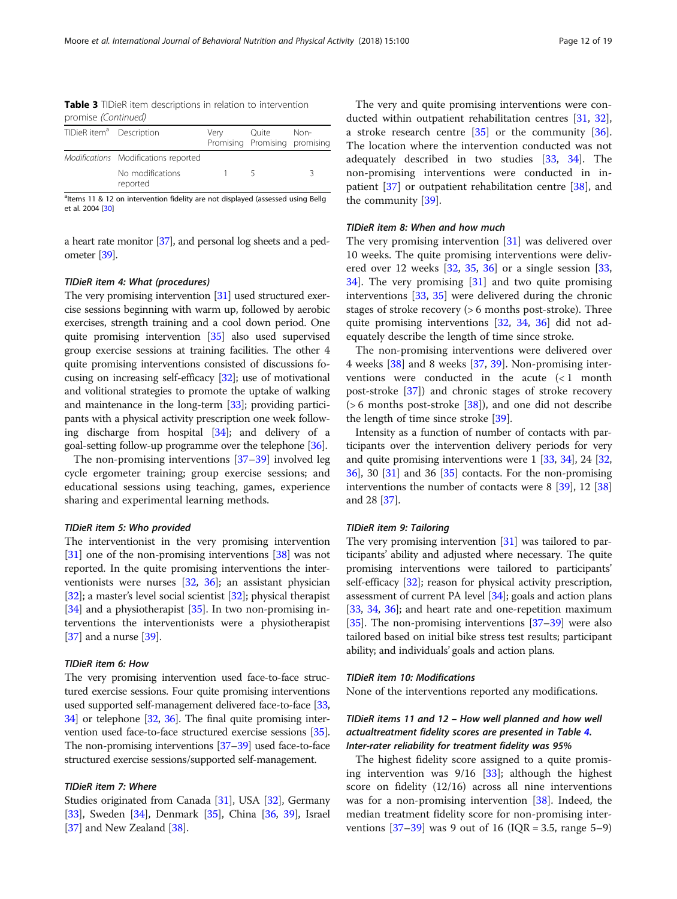**Table 3** TIDieR item descriptions in relation to intervention promise *(Continued)*

| TIDieR item[a] | Description | Very Promising | Quite Promising | Non-promising |
|---|---|---|---|---|
| *Modifications* | Modifications reported | | | |
| | No modifications reported | 1 | 5 | 3 |

[a]Items 11 & 12 on intervention fidelity are not displayed (assessed using Bellg et al. 2004 [30]

a heart rate monitor [37], and personal log sheets and a pedometer [39].

#### *TIDieR item 4: What (procedures)*

The very promising intervention [31] used structured exercise sessions beginning with warm up, followed by aerobic exercises, strength training and a cool down period. One quite promising intervention [35] also used supervised group exercise sessions at training facilities. The other 4 quite promising interventions consisted of discussions focusing on increasing self-efficacy [32]; use of motivational and volitional strategies to promote the uptake of walking and maintenance in the long-term [33]; providing participants with a physical activity prescription one week following discharge from hospital [34]; and delivery of a goal-setting follow-up programme over the telephone [36].

The non-promising interventions [37–39] involved leg cycle ergometer training; group exercise sessions; and educational sessions using teaching, games, experience sharing and experimental learning methods.

#### *TIDieR item 5: Who provided*

The interventionist in the very promising intervention [31] one of the non-promising interventions [38] was not reported. In the quite promising interventions the interventionists were nurses [32, 36]; an assistant physician [32]; a master's level social scientist [32]; physical therapist [34] and a physiotherapist [35]. In two non-promising interventions the interventionists were a physiotherapist [37] and a nurse [39].

#### *TIDieR item 6: How*

The very promising intervention used face-to-face structured exercise sessions. Four quite promising interventions used supported self-management delivered face-to-face [33, 34] or telephone [32, 36]. The final quite promising intervention used face-to-face structured exercise sessions [35]. The non-promising interventions [37–39] used face-to-face structured exercise sessions/supported self-management.

#### *TIDieR item 7: Where*

Studies originated from Canada [31], USA [32], Germany [33], Sweden [34], Denmark [35], China [36, 39], Israel [37] and New Zealand [38].

The very and quite promising interventions were conducted within outpatient rehabilitation centres [31, 32], a stroke research centre [35] or the community [36]. The location where the intervention conducted was not adequately described in two studies [33, 34]. The non-promising interventions were conducted in inpatient [37] or outpatient rehabilitation centre [38], and the community [39].

#### *TIDieR item 8: When and how much*

The very promising intervention [31] was delivered over 10 weeks. The quite promising interventions were delivered over 12 weeks [32, 35, 36] or a single session [33, 34]. The very promising [31] and two quite promising interventions [33, 35] were delivered during the chronic stages of stroke recovery (> 6 months post-stroke). Three quite promising interventions [32, 34, 36] did not adequately describe the length of time since stroke.

The non-promising interventions were delivered over 4 weeks [38] and 8 weeks [37, 39]. Non-promising interventions were conducted in the acute (< 1 month post-stroke [37]) and chronic stages of stroke recovery (> 6 months post-stroke [38]), and one did not describe the length of time since stroke [39].

Intensity as a function of number of contacts with participants over the intervention delivery periods for very and quite promising interventions were 1 [33, 34], 24 [32, 36], 30 [31] and 36 [35] contacts. For the non-promising interventions the number of contacts were 8 [39], 12 [38] and 28 [37].

#### *TIDieR item 9: Tailoring*

The very promising intervention [31] was tailored to participants' ability and adjusted where necessary. The quite promising interventions were tailored to participants' self-efficacy [32]; reason for physical activity prescription, assessment of current PA level [34]; goals and action plans [33, 34, 36]; and heart rate and one-repetition maximum [35]. The non-promising interventions [37–39] were also tailored based on initial bike stress test results; participant ability; and individuals' goals and action plans.

#### *TIDieR item 10: Modifications*

None of the interventions reported any modifications.

#### *TIDieR items 11 and 12 – How well planned and how well actualtreatment fidelity scores are presented in Table 4. Inter-rater reliability for treatment fidelity was 95%*

The highest fidelity score assigned to a quite promising intervention was 9/16 [33]; although the highest score on fidelity (12/16) across all nine interventions was for a non-promising intervention [38]. Indeed, the median treatment fidelity score for non-promising interventions [37–39] was 9 out of 16 (IQR = 3.5, range 5–9)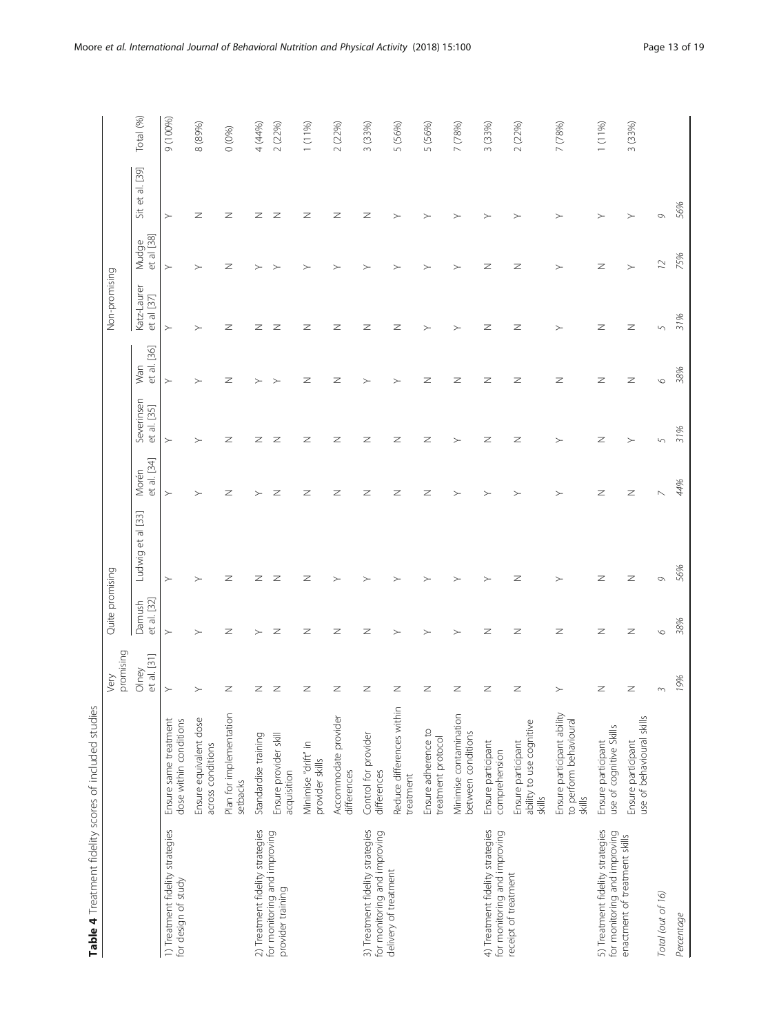**Table 4** Treatment fidelity scores of included studies

| | | Very promising | Quite promising | | | | | Non-promising | | | |
|---|---|---|---|---|---|---|---|---|---|---|---|
| | | Olney et al. [31] | Damush et al. [32] | Ludwig et al [33] | Morén et al. [34] | Severinsen et al. [35] | Wan et al. [36] | Katz-Laurer et al [37] | Mudge et al [38] | Sit et al. [39] | Total (%) |
| 1) Treatment fidelity strategies for design of study | Ensure same treatment dose within conditions | Y | Y | Y | Y | Y | Y | Y | Y | Y | 9 (100%) |
| | Ensure equivalent dose across conditions | Y | Y | Y | Y | Y | Y | Y | Y | N | 8 (89%) |
| | Plan for implementation setbacks | N | N | N | N | N | N | N | N | N | 0 (0%) |
| 2) Treatment fidelity strategies for monitoring and improving provider training | Standardise training | N | Y | N | Y | N | Y | N | Y | N | 4 (44%) |
| | Ensure provider skill acquisition | N | N | N | N | N | Y | N | Y | N | 2 (22%) |
| | Minimise "drift" in provider skills | N | N | N | N | N | N | N | Y | N | 1 (11%) |
| | Accommodate provider differences | N | N | Y | N | N | N | N | Y | N | 2 (22%) |
| 3) Treatment fidelity strategies for monitoring and improving delivery of treatment | Control for provider differences | N | N | Y | N | N | Y | N | Y | N | 3 (33%) |
| | Reduce differences within treatment | N | Y | Y | N | N | Y | N | Y | Y | 5 (56%) |
| | Ensure adherence to treatment protocol | N | Y | Y | N | N | N | Y | Y | Y | 5 (56%) |
| | Minimise contamination between conditions | N | Y | Y | Y | Y | N | Y | Y | Y | 7 (78%) |
| 4) Treatment fidelity strategies for monitoring and improving receipt of treatment | Ensure participant comprehension | N | N | Y | Y | N | N | N | N | Y | 3 (33%) |
| | Ensure participant ability to use cognitive skills | N | N | N | Y | N | N | N | N | Y | 2 (22%) |
| | Ensure participant ability to perform behavioural skills | Y | N | Y | Y | Y | N | Y | Y | Y | 7 (78%) |
| 5) Treatment fidelity strategies for monitoring and improving enactment of treatment skills | Ensure participant use of cognitive Skills | N | N | N | N | N | N | N | N | Y | 1 (11%) |
| | Ensure participant use of behavioural skills | N | N | N | N | Y | N | N | Y | Y | 3 (33%) |
| *Total (out of 16)* | | *3* | *6* | *9* | *7* | *5* | *6* | *5* | *12* | *9* | |
| *Percentage* | | *19%* | *38%* | *56%* | *44%* | *31%* | *38%* | *31%* | *75%* | *56%* | |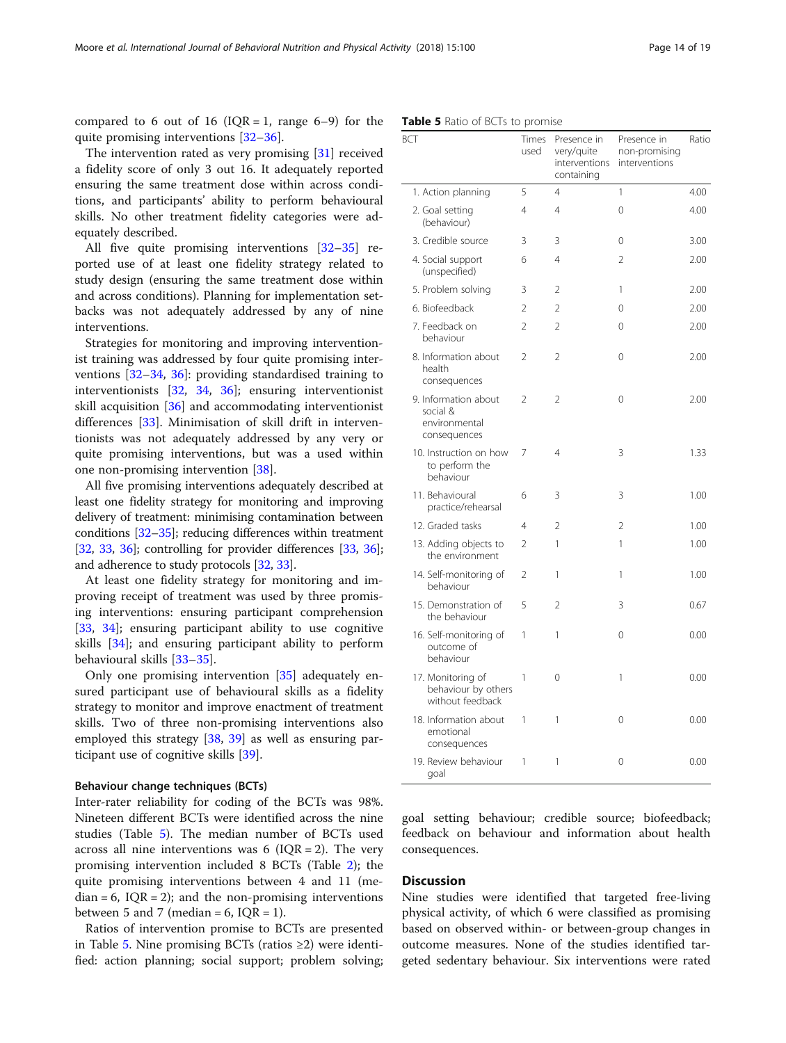compared to 6 out of 16 (IQR = 1, range 6–9) for the quite promising interventions [32–36].

The intervention rated as very promising [31] received a fidelity score of only 3 out 16. It adequately reported ensuring the same treatment dose within across conditions, and participants' ability to perform behavioural skills. No other treatment fidelity categories were adequately described.

All five quite promising interventions [32–35] reported use of at least one fidelity strategy related to study design (ensuring the same treatment dose within and across conditions). Planning for implementation setbacks was not adequately addressed by any of nine interventions.

Strategies for monitoring and improving interventionist training was addressed by four quite promising interventions [32–34, 36]: providing standardised training to interventionists [32, 34, 36]; ensuring interventionist skill acquisition [36] and accommodating interventionist differences [33]. Minimisation of skill drift in interventionists was not adequately addressed by any very or quite promising interventions, but was a used within one non-promising intervention [38].

All five promising interventions adequately described at least one fidelity strategy for monitoring and improving delivery of treatment: minimising contamination between conditions [32–35]; reducing differences within treatment [32, 33, 36]; controlling for provider differences [33, 36]; and adherence to study protocols [32, 33].

At least one fidelity strategy for monitoring and improving receipt of treatment was used by three promising interventions: ensuring participant comprehension [33, 34]; ensuring participant ability to use cognitive skills [34]; and ensuring participant ability to perform behavioural skills [33–35].

Only one promising intervention [35] adequately ensured participant use of behavioural skills as a fidelity strategy to monitor and improve enactment of treatment skills. Two of three non-promising interventions also employed this strategy [38, 39] as well as ensuring participant use of cognitive skills [39].

### Behaviour change techniques (BCTs)

Inter-rater reliability for coding of the BCTs was 98%. Nineteen different BCTs were identified across the nine studies (Table 5). The median number of BCTs used across all nine interventions was 6 (IQR = 2). The very promising intervention included 8 BCTs (Table 2); the quite promising interventions between 4 and 11 (median = 6, IQR = 2); and the non-promising interventions between 5 and 7 (median = 6, IQR = 1).

Ratios of intervention promise to BCTs are presented in Table 5. Nine promising BCTs (ratios ≥2) were identified: action planning; social support; problem solving; goal setting behaviour; credible source; biofeedback; feedback on behaviour and information about health consequences.

**Table 5** Ratio of BCTs to promise

| BCT | Times used | Presence in very/quite interventions containing | Presence in non-promising interventions | Ratio |
|---|---|---|---|---|
| 1. Action planning | 5 | 4 | 1 | 4.00 |
| 2. Goal setting (behaviour) | 4 | 4 | 0 | 4.00 |
| 3. Credible source | 3 | 3 | 0 | 3.00 |
| 4. Social support (unspecified) | 6 | 4 | 2 | 2.00 |
| 5. Problem solving | 3 | 2 | 1 | 2.00 |
| 6. Biofeedback | 2 | 2 | 0 | 2.00 |
| 7. Feedback on behaviour | 2 | 2 | 0 | 2.00 |
| 8. Information about health consequences | 2 | 2 | 0 | 2.00 |
| 9. Information about social & environmental consequences | 2 | 2 | 0 | 2.00 |
| 10. Instruction on how to perform the behaviour | 7 | 4 | 3 | 1.33 |
| 11. Behavioural practice/rehearsal | 6 | 3 | 3 | 1.00 |
| 12. Graded tasks | 4 | 2 | 2 | 1.00 |
| 13. Adding objects to the environment | 2 | 1 | 1 | 1.00 |
| 14. Self-monitoring of behaviour | 2 | 1 | 1 | 1.00 |
| 15. Demonstration of the behaviour | 5 | 2 | 3 | 0.67 |
| 16. Self-monitoring of outcome of behaviour | 1 | 1 | 0 | 0.00 |
| 17. Monitoring of behaviour by others without feedback | 1 | 0 | 1 | 0.00 |
| 18. Information about emotional consequences | 1 | 1 | 0 | 0.00 |
| 19. Review behaviour goal | 1 | 1 | 0 | 0.00 |

## Discussion

Nine studies were identified that targeted free-living physical activity, of which 6 were classified as promising based on observed within- or between-group changes in outcome measures. None of the studies identified targeted sedentary behaviour. Six interventions were rated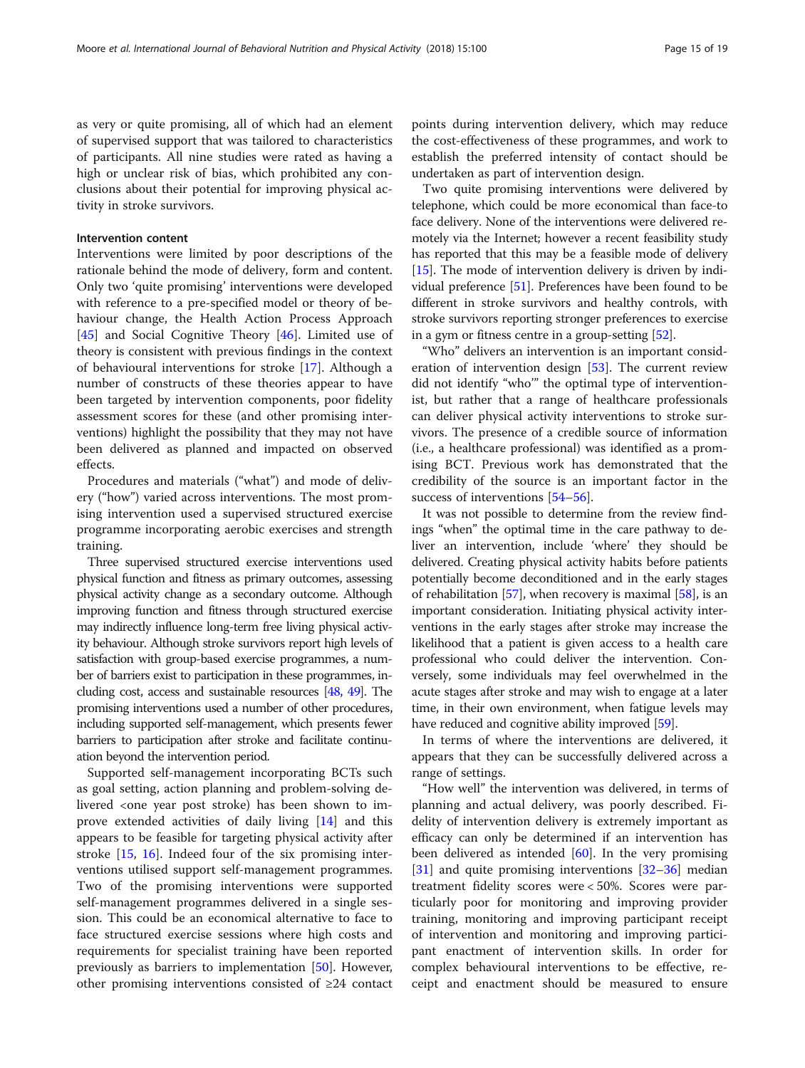as very or quite promising, all of which had an element of supervised support that was tailored to characteristics of participants. All nine studies were rated as having a high or unclear risk of bias, which prohibited any conclusions about their potential for improving physical activity in stroke survivors.

#### Intervention content

Interventions were limited by poor descriptions of the rationale behind the mode of delivery, form and content. Only two 'quite promising' interventions were developed with reference to a pre-specified model or theory of behaviour change, the Health Action Process Approach [45] and Social Cognitive Theory [46]. Limited use of theory is consistent with previous findings in the context of behavioural interventions for stroke [17]. Although a number of constructs of these theories appear to have been targeted by intervention components, poor fidelity assessment scores for these (and other promising interventions) highlight the possibility that they may not have been delivered as planned and impacted on observed effects.

Procedures and materials ("what") and mode of delivery ("how") varied across interventions. The most promising intervention used a supervised structured exercise programme incorporating aerobic exercises and strength training.

Three supervised structured exercise interventions used physical function and fitness as primary outcomes, assessing physical activity change as a secondary outcome. Although improving function and fitness through structured exercise may indirectly influence long-term free living physical activity behaviour. Although stroke survivors report high levels of satisfaction with group-based exercise programmes, a number of barriers exist to participation in these programmes, including cost, access and sustainable resources [48, 49]. The promising interventions used a number of other procedures, including supported self-management, which presents fewer barriers to participation after stroke and facilitate continuation beyond the intervention period.

Supported self-management incorporating BCTs such as goal setting, action planning and problem-solving delivered <one year post stroke) has been shown to improve extended activities of daily living [14] and this appears to be feasible for targeting physical activity after stroke [15, 16]. Indeed four of the six promising interventions utilised support self-management programmes. Two of the promising interventions were supported self-management programmes delivered in a single session. This could be an economical alternative to face to face structured exercise sessions where high costs and requirements for specialist training have been reported previously as barriers to implementation [50]. However, other promising interventions consisted of ≥24 contact points during intervention delivery, which may reduce the cost-effectiveness of these programmes, and work to establish the preferred intensity of contact should be undertaken as part of intervention design.

Two quite promising interventions were delivered by telephone, which could be more economical than face-to face delivery. None of the interventions were delivered remotely via the Internet; however a recent feasibility study has reported that this may be a feasible mode of delivery [15]. The mode of intervention delivery is driven by individual preference [51]. Preferences have been found to be different in stroke survivors and healthy controls, with stroke survivors reporting stronger preferences to exercise in a gym or fitness centre in a group-setting [52].

"Who" delivers an intervention is an important consideration of intervention design [53]. The current review did not identify "who'" the optimal type of interventionist, but rather that a range of healthcare professionals can deliver physical activity interventions to stroke survivors. The presence of a credible source of information (i.e., a healthcare professional) was identified as a promising BCT. Previous work has demonstrated that the credibility of the source is an important factor in the success of interventions [54–56].

It was not possible to determine from the review findings "when" the optimal time in the care pathway to deliver an intervention, include 'where' they should be delivered. Creating physical activity habits before patients potentially become deconditioned and in the early stages of rehabilitation [57], when recovery is maximal [58], is an important consideration. Initiating physical activity interventions in the early stages after stroke may increase the likelihood that a patient is given access to a health care professional who could deliver the intervention. Conversely, some individuals may feel overwhelmed in the acute stages after stroke and may wish to engage at a later time, in their own environment, when fatigue levels may have reduced and cognitive ability improved [59].

In terms of where the interventions are delivered, it appears that they can be successfully delivered across a range of settings.

"How well" the intervention was delivered, in terms of planning and actual delivery, was poorly described. Fidelity of intervention delivery is extremely important as efficacy can only be determined if an intervention has been delivered as intended [60]. In the very promising [31] and quite promising interventions [32–36] median treatment fidelity scores were < 50%. Scores were particularly poor for monitoring and improving provider training, monitoring and improving participant receipt of intervention and monitoring and improving participant enactment of intervention skills. In order for complex behavioural interventions to be effective, receipt and enactment should be measured to ensure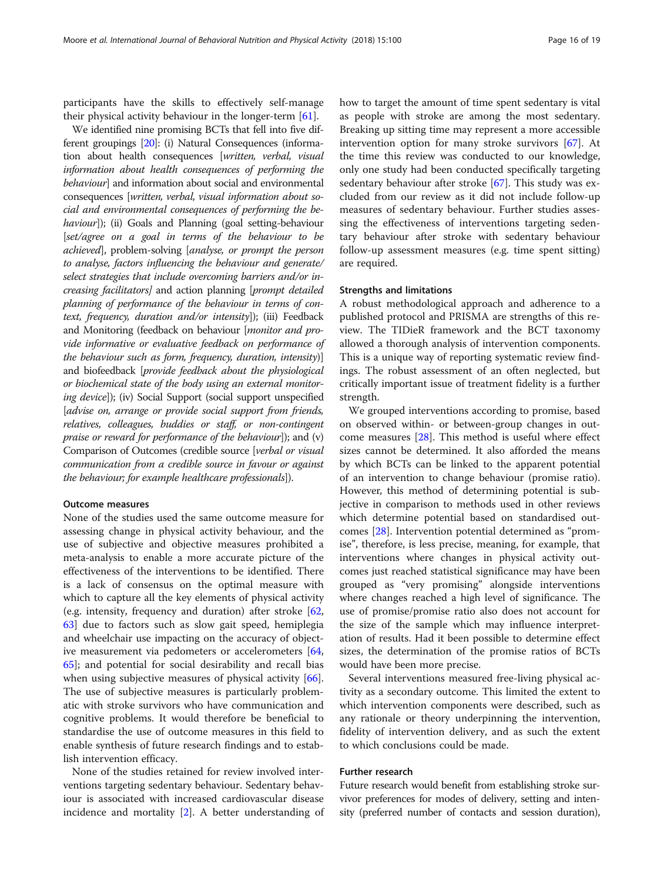participants have the skills to effectively self-manage their physical activity behaviour in the longer-term [61].

We identified nine promising BCTs that fell into five different groupings [20]: (i) Natural Consequences (information about health consequences [*written, verbal, visual information about health consequences of performing the behaviour*] and information about social and environmental consequences [*written, verbal, visual information about social and environmental consequences of performing the behaviour*]); (ii) Goals and Planning (goal setting-behaviour [*set/agree on a goal in terms of the behaviour to be achieved*], problem-solving [*analyse, or prompt the person to analyse, factors influencing the behaviour and generate/select strategies that include overcoming barriers and/or increasing facilitators*] and action planning [*prompt detailed planning of performance of the behaviour in terms of context, frequency, duration and/or intensity*]); (iii) Feedback and Monitoring (feedback on behaviour [*monitor and provide informative or evaluative feedback on performance of the behaviour such as form, frequency, duration, intensity*)] and biofeedback [*provide feedback about the physiological or biochemical state of the body using an external monitoring device*]); (iv) Social Support (social support unspecified [*advise on, arrange or provide social support from friends, relatives, colleagues, buddies or staff, or non-contingent praise or reward for performance of the behaviour*]); and (v) Comparison of Outcomes (credible source [*verbal or visual communication from a credible source in favour or against the behaviour; for example healthcare professionals*]).

### Outcome measures

None of the studies used the same outcome measure for assessing change in physical activity behaviour, and the use of subjective and objective measures prohibited a meta-analysis to enable a more accurate picture of the effectiveness of the interventions to be identified. There is a lack of consensus on the optimal measure with which to capture all the key elements of physical activity (e.g. intensity, frequency and duration) after stroke [62, 63] due to factors such as slow gait speed, hemiplegia and wheelchair use impacting on the accuracy of objective measurement via pedometers or accelerometers [64, 65]; and potential for social desirability and recall bias when using subjective measures of physical activity [66]. The use of subjective measures is particularly problematic with stroke survivors who have communication and cognitive problems. It would therefore be beneficial to standardise the use of outcome measures in this field to enable synthesis of future research findings and to establish intervention efficacy.

None of the studies retained for review involved interventions targeting sedentary behaviour. Sedentary behaviour is associated with increased cardiovascular disease incidence and mortality [2]. A better understanding of how to target the amount of time spent sedentary is vital as people with stroke are among the most sedentary. Breaking up sitting time may represent a more accessible intervention option for many stroke survivors [67]. At the time this review was conducted to our knowledge, only one study had been conducted specifically targeting sedentary behaviour after stroke [67]. This study was excluded from our review as it did not include follow-up measures of sedentary behaviour. Further studies assessing the effectiveness of interventions targeting sedentary behaviour after stroke with sedentary behaviour follow-up assessment measures (e.g. time spent sitting) are required.

### Strengths and limitations

A robust methodological approach and adherence to a published protocol and PRISMA are strengths of this review. The TIDieR framework and the BCT taxonomy allowed a thorough analysis of intervention components. This is a unique way of reporting systematic review findings. The robust assessment of an often neglected, but critically important issue of treatment fidelity is a further strength.

We grouped interventions according to promise, based on observed within- or between-group changes in outcome measures [28]. This method is useful where effect sizes cannot be determined. It also afforded the means by which BCTs can be linked to the apparent potential of an intervention to change behaviour (promise ratio). However, this method of determining potential is subjective in comparison to methods used in other reviews which determine potential based on standardised outcomes [28]. Intervention potential determined as "promise", therefore, is less precise, meaning, for example, that interventions where changes in physical activity outcomes just reached statistical significance may have been grouped as "very promising" alongside interventions where changes reached a high level of significance. The use of promise/promise ratio also does not account for the size of the sample which may influence interpretation of results. Had it been possible to determine effect sizes, the determination of the promise ratios of BCTs would have been more precise.

Several interventions measured free-living physical activity as a secondary outcome. This limited the extent to which intervention components were described, such as any rationale or theory underpinning the intervention, fidelity of intervention delivery, and as such the extent to which conclusions could be made.

### Further research

Future research would benefit from establishing stroke survivor preferences for modes of delivery, setting and intensity (preferred number of contacts and session duration),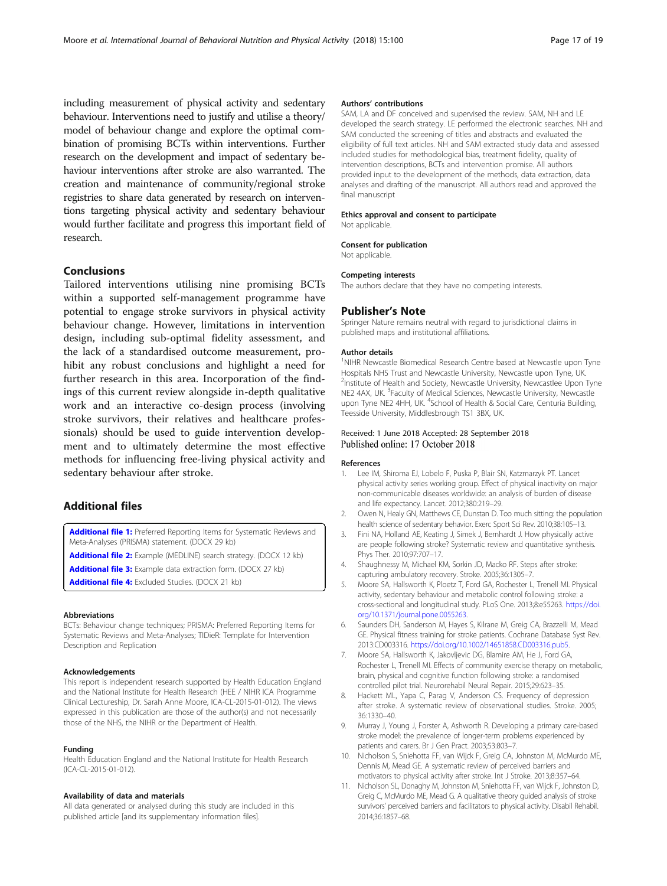including measurement of physical activity and sedentary behaviour. Interventions need to justify and utilise a theory/model of behaviour change and explore the optimal combination of promising BCTs within interventions. Further research on the development and impact of sedentary behaviour interventions after stroke are also warranted. The creation and maintenance of community/regional stroke registries to share data generated by research on interventions targeting physical activity and sedentary behaviour would further facilitate and progress this important field of research.

## Conclusions

Tailored interventions utilising nine promising BCTs within a supported self-management programme have potential to engage stroke survivors in physical activity behaviour change. However, limitations in intervention design, including sub-optimal fidelity assessment, and the lack of a standardised outcome measurement, prohibit any robust conclusions and highlight a need for further research in this area. Incorporation of the findings of this current review alongside in-depth qualitative work and an interactive co-design process (involving stroke survivors, their relatives and healthcare professionals) should be used to guide intervention development and to ultimately determine the most effective methods for influencing free-living physical activity and sedentary behaviour after stroke.

## Additional files

**Additional file 1:** Preferred Reporting Items for Systematic Reviews and Meta-Analyses (PRISMA) statement. (DOCX 29 kb)

**Additional file 2:** Example (MEDLINE) search strategy. (DOCX 12 kb)

**Additional file 3:** Example data extraction form. (DOCX 27 kb)

**Additional file 4:** Excluded Studies. (DOCX 21 kb)

#### Abbreviations

BCTs: Behaviour change techniques; PRISMA: Preferred Reporting Items for Systematic Reviews and Meta-Analyses; TIDieR: Template for Intervention Description and Replication

#### Acknowledgements

This report is independent research supported by Health Education England and the National Institute for Health Research (HEE / NIHR ICA Programme Clinical Lectureship, Dr. Sarah Anne Moore, ICA-CL-2015-01-012). The views expressed in this publication are those of the author(s) and not necessarily those of the NHS, the NIHR or the Department of Health.

#### Funding

Health Education England and the National Institute for Health Research (ICA-CL-2015-01-012).

#### Availability of data and materials

All data generated or analysed during this study are included in this published article [and its supplementary information files].

#### Authors' contributions

SAM, LA and DF conceived and supervised the review. SAM, NH and LE developed the search strategy. LE performed the electronic searches. NH and SAM conducted the screening of titles and abstracts and evaluated the eligibility of full text articles. NH and SAM extracted study data and assessed included studies for methodological bias, treatment fidelity, quality of intervention descriptions, BCTs and intervention promise. All authors provided input to the development of the methods, data extraction, data analyses and drafting of the manuscript. All authors read and approved the final manuscript

#### Ethics approval and consent to participate

Not applicable.

#### Consent for publication

Not applicable.

#### Competing interests

The authors declare that they have no competing interests.

## Publisher's Note

Springer Nature remains neutral with regard to jurisdictional claims in published maps and institutional affiliations.

#### Author details

[1]NIHR Newcastle Biomedical Research Centre based at Newcastle upon Tyne Hospitals NHS Trust and Newcastle University, Newcastle upon Tyne, UK. [2]Institute of Health and Society, Newcastle University, Newcastlee Upon Tyne NE2 4AX, UK. [3]Faculty of Medical Sciences, Newcastle University, Newcastle upon Tyne NE2 4HH, UK. [4]School of Health & Social Care, Centuria Building, Teesside University, Middlesbrough TS1 3BX, UK.

Received: 1 June 2018 Accepted: 28 September 2018
Published online: 17 October 2018

#### References

1. Lee IM, Shiroma EJ, Lobelo F, Puska P, Blair SN, Katzmarzyk PT. Lancet physical activity series working group. Effect of physical inactivity on major non-communicable diseases worldwide: an analysis of burden of disease and life expectancy. Lancet. 2012;380:219–29.
2. Owen N, Healy GN, Matthews CE, Dunstan D. Too much sitting: the population health science of sedentary behavior. Exerc Sport Sci Rev. 2010;38:105–13.
3. Fini NA, Holland AE, Keating J, Simek J, Bernhardt J. How physically active are people following stroke? Systematic review and quantitative synthesis. Phys Ther. 2010;97:707–17.
4. Shaughnessy M, Michael KM, Sorkin JD, Macko RF. Steps after stroke: capturing ambulatory recovery. Stroke. 2005;36:1305–7.
5. Moore SA, Hallsworth K, Ploetz T, Ford GA, Rochester L, Trenell MI. Physical activity, sedentary behaviour and metabolic control following stroke: a cross-sectional and longitudinal study. PLoS One. 2013;8:e55263. https://doi.org/10.1371/journal.pone.0055263.
6. Saunders DH, Sanderson M, Hayes S, Kilrane M, Greig CA, Brazzelli M, Mead GE. Physical fitness training for stroke patients. Cochrane Database Syst Rev. 2013:CD003316. https://doi.org/10.1002/14651858.CD003316.pub5.
7. Moore SA, Hallsworth K, Jakovljevic DG, Blamire AM, He J, Ford GA, Rochester L, Trenell MI. Effects of community exercise therapy on metabolic, brain, physical and cognitive function following stroke: a randomised controlled pilot trial. Neurorehabil Neural Repair. 2015;29:623–35.
8. Hackett ML, Yapa C, Parag V, Anderson CS. Frequency of depression after stroke. A systematic review of observational studies. Stroke. 2005;36:1330–40.
9. Murray J, Young J, Forster A, Ashworth R. Developing a primary care-based stroke model: the prevalence of longer-term problems experienced by patients and carers. Br J Gen Pract. 2003;53:803–7.
10. Nicholson S, Sniehotta FF, van Wijck F, Greig CA, Johnston M, McMurdo ME, Dennis M, Mead GE. A systematic review of perceived barriers and motivators to physical activity after stroke. Int J Stroke. 2013;8:357–64.
11. Nicholson SL, Donaghy M, Johnston M, Sniehotta FF, van Wijck F, Johnston D, Greig C, McMurdo ME, Mead G. A qualitative theory guided analysis of stroke survivors' perceived barriers and facilitators to physical activity. Disabil Rehabil. 2014;36:1857–68.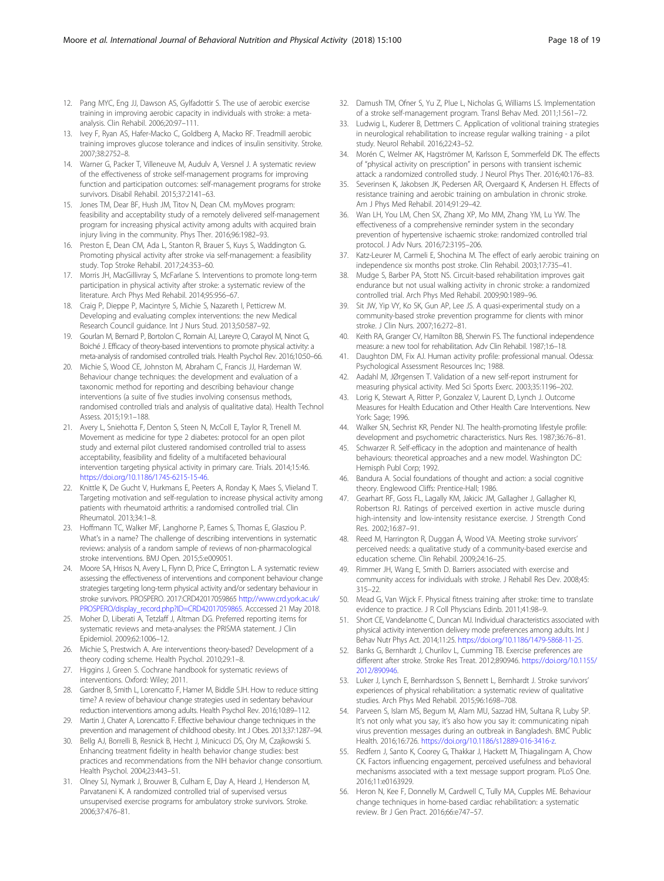12. Pang MYC, Eng JJ, Dawson AS, Gylfadottir S. The use of aerobic exercise training in improving aerobic capacity in individuals with stroke: a meta-analysis. Clin Rehabil. 2006;20:97–111.
13. Ivey F, Ryan AS, Hafer-Macko C, Goldberg A, Macko RF. Treadmill aerobic training improves glucose tolerance and indices of insulin sensitivity. Stroke. 2007;38:2752–8.
14. Warner G, Packer T, Villeneuve M, Audulv A, Versnel J. A systematic review of the effectiveness of stroke self-management programs for improving function and participation outcomes: self-management programs for stroke survivors. Disabil Rehabil. 2015;37:2141–63.
15. Jones TM, Dear BF, Hush JM, Titov N, Dean CM. myMoves program: feasibility and acceptability study of a remotely delivered self-management program for increasing physical activity among adults with acquired brain injury living in the community. Phys Ther. 2016;96:1982–93.
16. Preston E, Dean CM, Ada L, Stanton R, Brauer S, Kuys S, Waddington G. Promoting physical activity after stroke via self-management: a feasibility study. Top Stroke Rehabil. 2017;24:353–60.
17. Morris JH, MacGillivray S, McFarlane S. Interventions to promote long-term participation in physical activity after stroke: a systematic review of the literature. Arch Phys Med Rehabil. 2014;95:956–67.
18. Craig P, Dieppe P, Macintyre S, Michie S, Nazareth I, Petticrew M. Developing and evaluating complex interventions: the new Medical Research Council guidance. Int J Nurs Stud. 2013;50:587–92.
19. Gourlan M, Bernard P, Bortolon C, Romain AJ, Lareyre O, Carayol M, Ninot G, Boiché J. Efficacy of theory-based interventions to promote physical activity: a meta-analysis of randomised controlled trials. Health Psychol Rev. 2016;10:50–66.
20. Michie S, Wood CE, Johnston M, Abraham C, Francis JJ, Hardeman W. Behaviour change techniques: the development and evaluation of a taxonomic method for reporting and describing behaviour change interventions (a suite of five studies involving consensus methods, randomised controlled trials and analysis of qualitative data). Health Technol Assess. 2015;19:1–188.
21. Avery L, Sniehotta F, Denton S, Steen N, McColl E, Taylor R, Trenell M. Movement as medicine for type 2 diabetes: protocol for an open pilot study and external pilot clustered randomised controlled trial to assess acceptability, feasibility and fidelity of a multifaceted behavioural intervention targeting physical activity in primary care. Trials. 2014;15:46. https://doi.org/10.1186/1745-6215-15-46.
22. Knittle K, De Gucht V, Hurkmans E, Peeters A, Ronday K, Maes S, Vlieland T. Targeting motivation and self-regulation to increase physical activity among patients with rheumatoid arthritis: a randomised controlled trial. Clin Rheumatol. 2013;34:1–8.
23. Hoffmann TC, Walker MF, Langhorne P, Eames S, Thomas E, Glasziou P. What's in a name? The challenge of describing interventions in systematic reviews: analysis of a random sample of reviews of non-pharmacological stroke interventions. BMJ Open. 2015;5:e009051.
24. Moore SA, Hrisos N, Avery L, Flynn D, Price C, Errington L. A systematic review assessing the effectiveness of interventions and component behaviour change strategies targeting long-term physical activity and/or sedentary behaviour in stroke survivors. PROSPERO. 2017:CRD42017059865 http://www.crd.york.ac.uk/PROSPERO/display_record.php?ID=CRD42017059865. Acccessed 21 May 2018.
25. Moher D, Liberati A, Tetzlaff J, Altman DG. Preferred reporting items for systematic reviews and meta-analyses: the PRISMA statement. J Clin Epidemiol. 2009;62:1006–12.
26. Michie S, Prestwich A. Are interventions theory-based? Development of a theory coding scheme. Health Psychol. 2010;29:1–8.
27. Higgins J, Green S. Cochrane handbook for systematic reviews of interventions. Oxford: Wiley; 2011.
28. Gardner B, Smith L, Lorencatto F, Hamer M, Biddle SJH. How to reduce sitting time? A review of behaviour change strategies used in sedentary behaviour reduction interventions among adults. Health Psychol Rev. 2016;10:89–112.
29. Martin J, Chater A, Lorencatto F. Effective behaviour change techniques in the prevention and management of childhood obesity. Int J Obes. 2013;37:1287–94.
30. Bellg AJ, Borrelli B, Resnick B, Hecht J, Minicucci DS, Ory M, Czajkowski S. Enhancing treatment fidelity in health behavior change studies: best practices and recommendations from the NIH behavior change consortium. Health Psychol. 2004;23:443–51.
31. Olney SJ, Nymark J, Brouwer B, Culham E, Day A, Heard J, Henderson M, Parvataneni K. A randomized controlled trial of supervised versus unsupervised exercise programs for ambulatory stroke survivors. Stroke. 2006;37:476–81.
32. Damush TM, Ofner S, Yu Z, Plue L, Nicholas G, Williams LS. Implementation of a stroke self-management program. Transl Behav Med. 2011;1:561–72.
33. Ludwig L, Kuderer B, Dettmers C. Application of volitional training strategies in neurological rehabilitation to increase regular walking training - a pilot study. Neurol Rehabil. 2016;22:43–52.
34. Morén C, Welmer AK, Hagströmer M, Karlsson E, Sommerfeld DK. The effects of "physical activity on prescription" in persons with transient ischemic attack: a randomized controlled study. J Neurol Phys Ther. 2016;40:176–83.
35. Severinsen K, Jakobsen JK, Pedersen AR, Overgaard K, Andersen H. Effects of resistance training and aerobic training on ambulation in chronic stroke. Am J Phys Med Rehabil. 2014;91:29–42.
36. Wan LH, You LM, Chen SX, Zhang XP, Mo MM, Zhang YM, Lu YW. The effectiveness of a comprehensive reminder system in the secondary prevention of hypertensive ischaemic stroke: randomized controlled trial protocol. J Adv Nurs. 2016;72:3195–206.
37. Katz-Leurer M, Carmeli E, Shochina M. The effect of early aerobic training on independence six months post stroke. Clin Rehabil. 2003;17:735–41.
38. Mudge S, Barber PA, Stott NS. Circuit-based rehabilitation improves gait endurance but not usual walking activity in chronic stroke: a randomized controlled trial. Arch Phys Med Rehabil. 2009;90:1989–96.
39. Sit JW, Yip VY, Ko SK, Gun AP, Lee JS. A quasi-experimental study on a community-based stroke prevention programme for clients with minor stroke. J Clin Nurs. 2007;16:272–81.
40. Keith RA, Granger CV, Hamilton BB, Sherwin FS. The functional independence measure: a new tool for rehabilitation. Adv Clin Rehabil. 1987;1:6–18.
41. Daughton DM, Fix AJ. Human activity profile: professional manual. Odessa: Psychological Assessment Resources Inc; 1988.
42. Aadahl M, JØrgensen T. Validation of a new self-report instrument for measuring physical activity. Med Sci Sports Exerc. 2003;35:1196–202.
43. Lorig K, Stewart A, Ritter P, Gonzalez V, Laurent D, Lynch J. Outcome Measures for Health Education and Other Health Care Interventions. New York: Sage; 1996.
44. Walker SN, Sechrist KR, Pender NJ. The health-promoting lifestyle profile: development and psychometric characteristics. Nurs Res. 1987;36:76–81.
45. Schwarzer R. Self-efficacy in the adoption and maintenance of health behaviours: theoretical approaches and a new model. Washington DC: Hemisph Publ Corp; 1992.
46. Bandura A. Social foundations of thought and action: a social cognitive theory. Englewood Cliffs: Prentice-Hall; 1986.
47. Gearhart RF, Goss FL, Lagally KM, Jakicic JM, Gallagher J, Gallagher KI, Robertson RJ. Ratings of perceived exertion in active muscle during high-intensity and low-intensity resistance exercise. J Strength Cond Res. 2002;16:87–91.
48. Reed M, Harrington R, Duggan Á, Wood VA. Meeting stroke survivors' perceived needs: a qualitative study of a community-based exercise and education scheme. Clin Rehabil. 2009;24:16–25.
49. Rimmer JH, Wang E, Smith D. Barriers associated with exercise and community access for individuals with stroke. J Rehabil Res Dev. 2008;45:315–22.
50. Mead G, Van Wijck F. Physical fitness training after stroke: time to translate evidence to practice. J R Coll Physcians Edinb. 2011;41:98–9.
51. Short CE, Vandelanotte C, Duncan MJ. Individual characteristics associated with physical activity intervention delivery mode preferences among adults. Int J Behav Nutr Phys Act. 2014;11:25. https://doi.org/10.1186/1479-5868-11-25.
52. Banks G, Bernhardt J, Churilov L, Cumming TB. Exercise preferences are different after stroke. Stroke Res Treat. 2012;890946. https://doi.org/10.1155/2012/890946.
53. Luker J, Lynch E, Bernhardsson S, Bennett L, Bernhardt J. Stroke survivors' experiences of physical rehabilitation: a systematic review of qualitative studies. Arch Phys Med Rehabil. 2015;96:1698–708.
54. Parveen S, Islam MS, Begum M, Alam MU, Sazzad HM, Sultana R, Luby SP. It's not only what you say, it's also how you say it: communicating nipah virus prevention messages during an outbreak in Bangladesh. BMC Public Health. 2016;16:726. https://doi.org/10.1186/s12889-016-3416-z.
55. Redfern J, Santo K, Coorey G, Thakkar J, Hackett M, Thiagalingam A, Chow CK. Factors influencing engagement, perceived usefulness and behavioral mechanisms associated with a text message support program. PLoS One. 2016;11:e0163929.
56. Heron N, Kee F, Donnelly M, Cardwell C, Tully MA, Cupples ME. Behaviour change techniques in home-based cardiac rehabilitation: a systematic review. Br J Gen Pract. 2016;66:e747–57.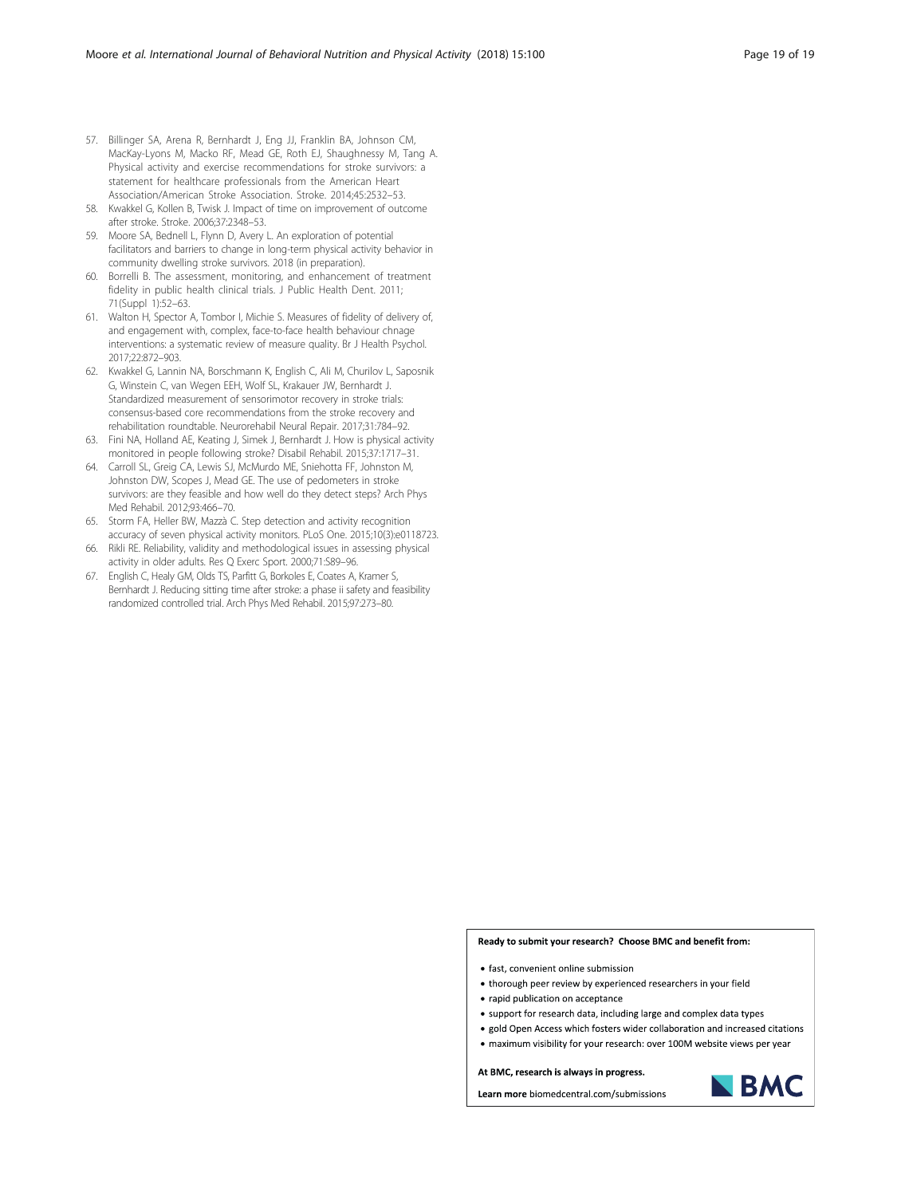57. Billinger SA, Arena R, Bernhardt J, Eng JJ, Franklin BA, Johnson CM, MacKay-Lyons M, Macko RF, Mead GE, Roth EJ, Shaughnessy M, Tang A. Physical activity and exercise recommendations for stroke survivors: a statement for healthcare professionals from the American Heart Association/American Stroke Association. Stroke. 2014;45:2532–53.
58. Kwakkel G, Kollen B, Twisk J. Impact of time on improvement of outcome after stroke. Stroke. 2006;37:2348–53.
59. Moore SA, Bednell L, Flynn D, Avery L. An exploration of potential facilitators and barriers to change in long-term physical activity behavior in community dwelling stroke survivors. 2018 (in preparation).
60. Borrelli B. The assessment, monitoring, and enhancement of treatment fidelity in public health clinical trials. J Public Health Dent. 2011; 71(Suppl 1):52–63.
61. Walton H, Spector A, Tombor I, Michie S. Measures of fidelity of delivery of, and engagement with, complex, face-to-face health behaviour chnage interventions: a systematic review of measure quality. Br J Health Psychol. 2017;22:872–903.
62. Kwakkel G, Lannin NA, Borschmann K, English C, Ali M, Churilov L, Saposnik G, Winstein C, van Wegen EEH, Wolf SL, Krakauer JW, Bernhardt J. Standardized measurement of sensorimotor recovery in stroke trials: consensus-based core recommendations from the stroke recovery and rehabilitation roundtable. Neurorehabil Neural Repair. 2017;31:784–92.
63. Fini NA, Holland AE, Keating J, Simek J, Bernhardt J. How is physical activity monitored in people following stroke? Disabil Rehabil. 2015;37:1717–31.
64. Carroll SL, Greig CA, Lewis SJ, McMurdo ME, Sniehotta FF, Johnston M, Johnston DW, Scopes J, Mead GE. The use of pedometers in stroke survivors: are they feasible and how well do they detect steps? Arch Phys Med Rehabil. 2012;93:466–70.
65. Storm FA, Heller BW, Mazzà C. Step detection and activity recognition accuracy of seven physical activity monitors. PLoS One. 2015;10(3):e0118723.
66. Rikli RE. Reliability, validity and methodological issues in assessing physical activity in older adults. Res Q Exerc Sport. 2000;71:S89–96.
67. English C, Healy GM, Olds TS, Parfitt G, Borkoles E, Coates A, Kramer S, Bernhardt J. Reducing sitting time after stroke: a phase ii safety and feasibility randomized controlled trial. Arch Phys Med Rehabil. 2015;97:273–80.

**Ready to submit your research? Choose BMC and benefit from:**

- fast, convenient online submission
- thorough peer review by experienced researchers in your field
- rapid publication on acceptance
- support for research data, including large and complex data types
- gold Open Access which fosters wider collaboration and increased citations
- maximum visibility for your research: over 100M website views per year

**At BMC, research is always in progress.**

**Learn more** biomedcentral.com/submissions

BMC